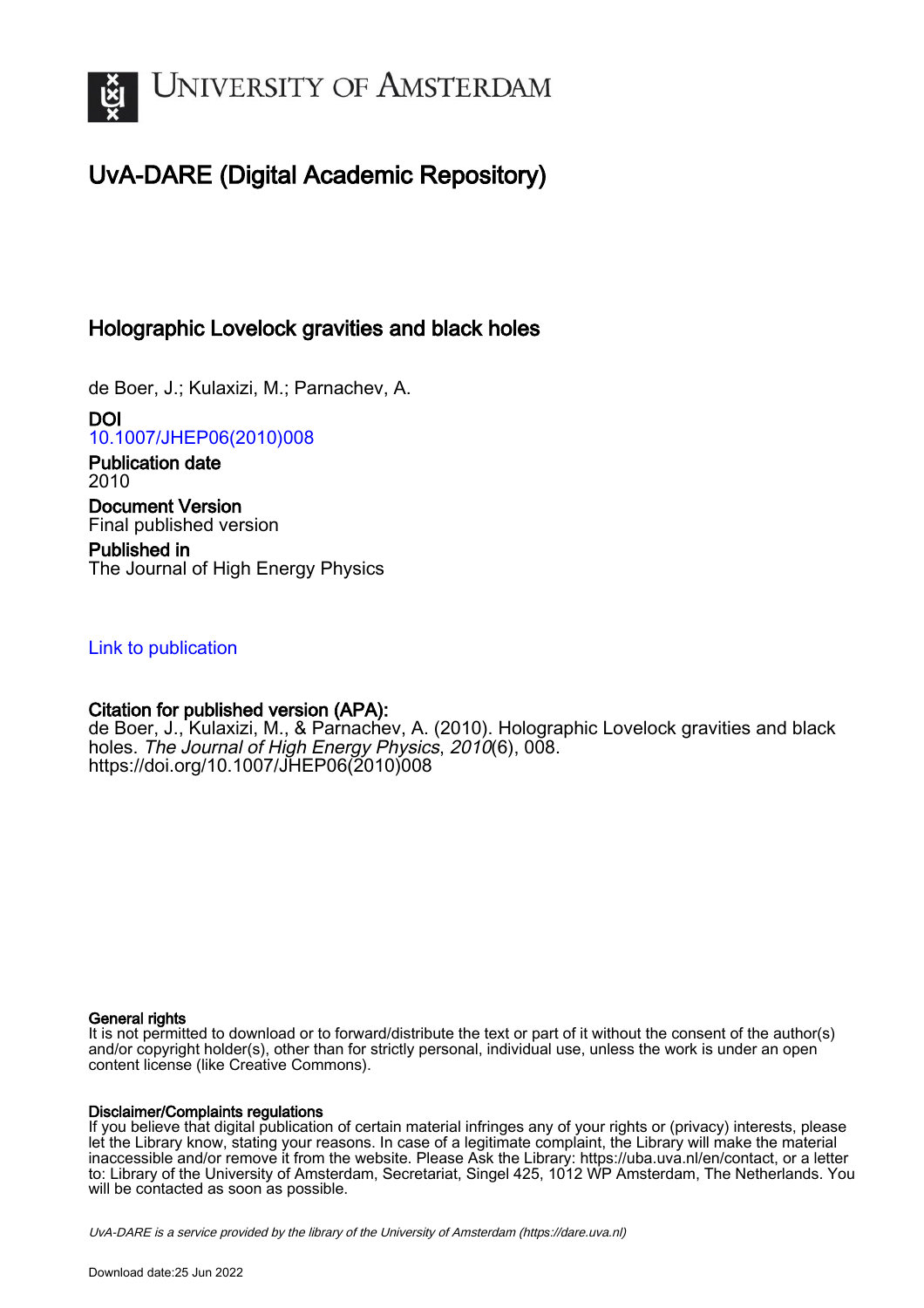# UvA-DARE (Digital Academic Repository)

## Holographic Lovelock gravities and black holes

de Boer, J.; Kulaxizi, M.; Parnachev, A.

**DOI**
10.1007/JHEP06(2010)008

**Publication date**
2010

**Document Version**
Final published version

**Published in**
The Journal of High Energy Physics

Link to publication

**Citation for published version (APA):**
de Boer, J., Kulaxizi, M., & Parnachev, A. (2010). Holographic Lovelock gravities and black holes. *The Journal of High Energy Physics*, *2010*(6), 008. https://doi.org/10.1007/JHEP06(2010)008

**General rights**
It is not permitted to download or to forward/distribute the text or part of it without the consent of the author(s) and/or copyright holder(s), other than for strictly personal, individual use, unless the work is under an open content license (like Creative Commons).

**Disclaimer/Complaints regulations**
If you believe that digital publication of certain material infringes any of your rights or (privacy) interests, please let the Library know, stating your reasons. In case of a legitimate complaint, the Library will make the material inaccessible and/or remove it from the website. Please Ask the Library: https://uba.uva.nl/en/contact, or a letter to: Library of the University of Amsterdam, Secretariat, Singel 425, 1012 WP Amsterdam, The Netherlands. You will be contacted as soon as possible.

*UvA-DARE is a service provided by the library of the University of Amsterdam (https://dare.uva.nl)*

Download date:25 Jun 2022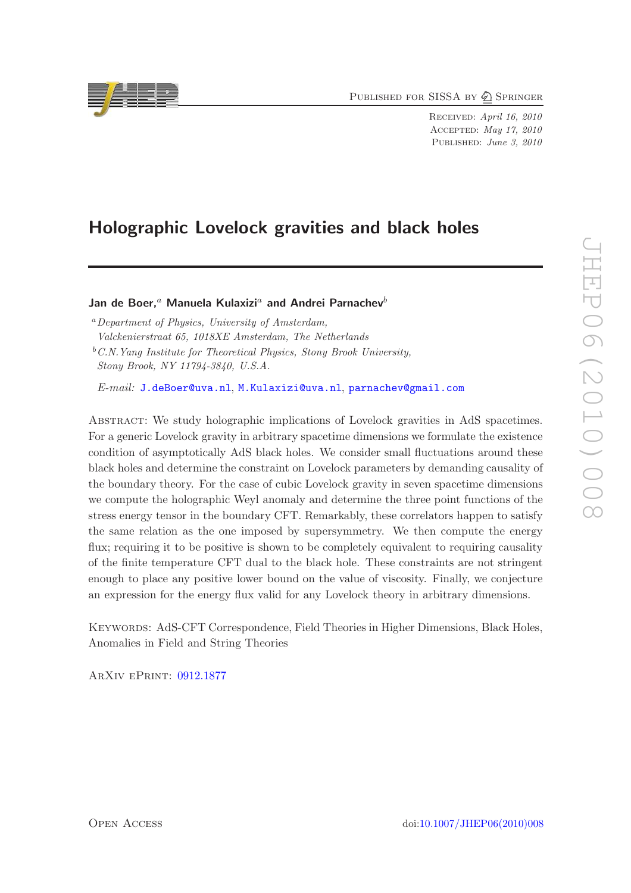# Holographic Lovelock gravities and black holes

**Jan de Boer,**[a] **Manuela Kulaxizi**[a] **and Andrei Parnachev**[b]

[a]*Department of Physics, University of Amsterdam, Valckenierstraat 65, 1018XE Amsterdam, The Netherlands*

[b]*C.N.Yang Institute for Theoretical Physics, Stony Brook University, Stony Brook, NY 11794-3840, U.S.A.*

*E-mail:* J.deBoer@uva.nl, M.Kulaxizi@uva.nl, parnachev@gmail.com

Abstract: We study holographic implications of Lovelock gravities in AdS spacetimes. For a generic Lovelock gravity in arbitrary spacetime dimensions we formulate the existence condition of asymptotically AdS black holes. We consider small fluctuations around these black holes and determine the constraint on Lovelock parameters by demanding causality of the boundary theory. For the case of cubic Lovelock gravity in seven spacetime dimensions we compute the holographic Weyl anomaly and determine the three point functions of the stress energy tensor in the boundary CFT. Remarkably, these correlators happen to satisfy the same relation as the one imposed by supersymmetry. We then compute the energy flux; requiring it to be positive is shown to be completely equivalent to requiring causality of the finite temperature CFT dual to the black hole. These constraints are not stringent enough to place any positive lower bound on the value of viscosity. Finally, we conjecture an expression for the energy flux valid for any Lovelock theory in arbitrary dimensions.

Keywords: AdS-CFT Correspondence, Field Theories in Higher Dimensions, Black Holes, Anomalies in Field and String Theories

ArXiv ePrint: 0912.1877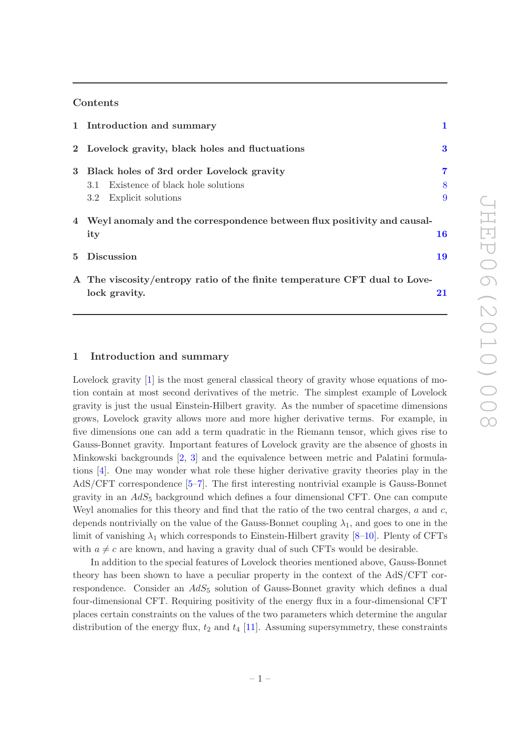## Contents

| | | |
|---|---|---|
| 1 | Introduction and summary | 1 |
| 2 | Lovelock gravity, black holes and fluctuations | 3 |
| 3 | Black holes of 3rd order Lovelock gravity | 7 |
| | 3.1 Existence of black hole solutions | 8 |
| | 3.2 Explicit solutions | 9 |
| 4 | Weyl anomaly and the correspondence between flux positivity and causality | 16 |
| 5 | Discussion | 19 |
| A | The viscosity/entropy ratio of the finite temperature CFT dual to Lovelock gravity. | 21 |

## 1 Introduction and summary

Lovelock gravity [1] is the most general classical theory of gravity whose equations of motion contain at most second derivatives of the metric. The simplest example of Lovelock gravity is just the usual Einstein-Hilbert gravity. As the number of spacetime dimensions grows, Lovelock gravity allows more and more higher derivative terms. For example, in five dimensions one can add a term quadratic in the Riemann tensor, which gives rise to Gauss-Bonnet gravity. Important features of Lovelock gravity are the absence of ghosts in Minkowski backgrounds [2, 3] and the equivalence between metric and Palatini formulations [4]. One may wonder what role these higher derivative gravity theories play in the AdS/CFT correspondence [5–7]. The first interesting nontrivial example is Gauss-Bonnet gravity in an $AdS_5$ background which defines a four dimensional CFT. One can compute Weyl anomalies for this theory and find that the ratio of the two central charges, $a$ and $c$, depends nontrivially on the value of the Gauss-Bonnet coupling $\lambda_1$, and goes to one in the limit of vanishing $\lambda_1$ which corresponds to Einstein-Hilbert gravity [8–10]. Plenty of CFTs with $a \neq c$ are known, and having a gravity dual of such CFTs would be desirable.

In addition to the special features of Lovelock theories mentioned above, Gauss-Bonnet theory has been shown to have a peculiar property in the context of the AdS/CFT correspondence. Consider an $AdS_5$ solution of Gauss-Bonnet gravity which defines a dual four-dimensional CFT. Requiring positivity of the energy flux in a four-dimensional CFT places certain constraints on the values of the two parameters which determine the angular distribution of the energy flux, $t_2$ and $t_4$ [11]. Assuming supersymmetry, these constraints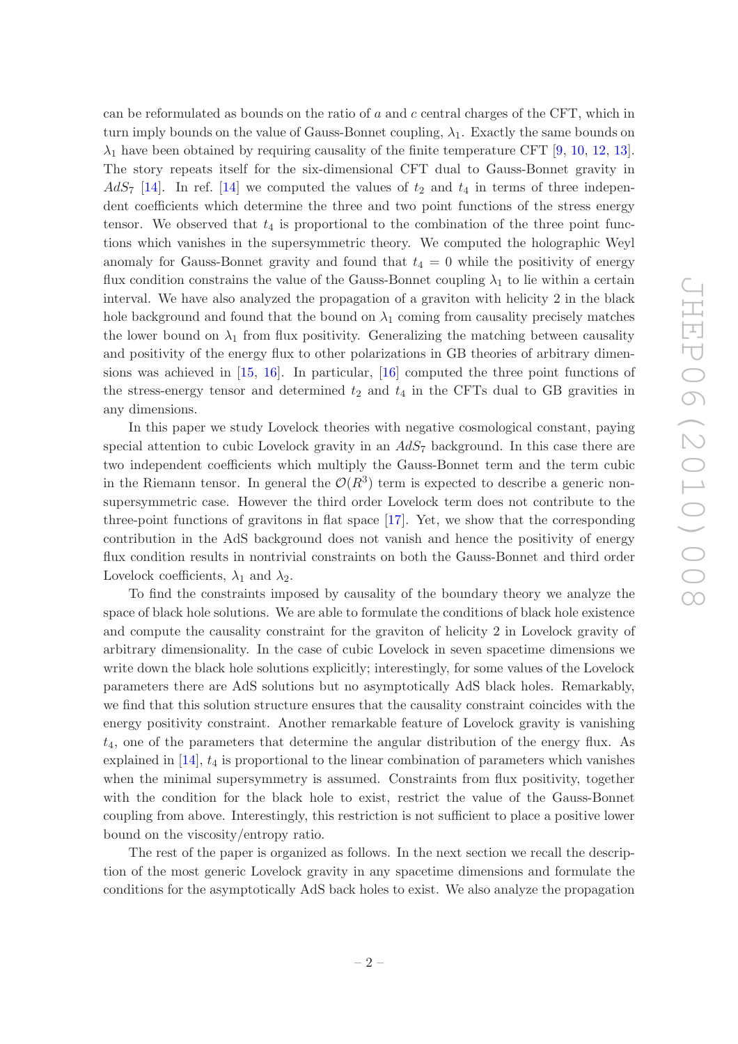can be reformulated as bounds on the ratio of $a$ and $c$ central charges of the CFT, which in turn imply bounds on the value of Gauss-Bonnet coupling, $\lambda_1$. Exactly the same bounds on $\lambda_1$ have been obtained by requiring causality of the finite temperature CFT [9, 10, 12, 13]. The story repeats itself for the six-dimensional CFT dual to Gauss-Bonnet gravity in $AdS_7$ [14]. In ref. [14] we computed the values of $t_2$ and $t_4$ in terms of three independent coefficients which determine the three and two point functions of the stress energy tensor. We observed that $t_4$ is proportional to the combination of the three point functions which vanishes in the supersymmetric theory. We computed the holographic Weyl anomaly for Gauss-Bonnet gravity and found that $t_4 = 0$ while the positivity of energy flux condition constrains the value of the Gauss-Bonnet coupling $\lambda_1$ to lie within a certain interval. We have also analyzed the propagation of a graviton with helicity 2 in the black hole background and found that the bound on $\lambda_1$ coming from causality precisely matches the lower bound on $\lambda_1$ from flux positivity. Generalizing the matching between causality and positivity of the energy flux to other polarizations in GB theories of arbitrary dimensions was achieved in [15, 16]. In particular, [16] computed the three point functions of the stress-energy tensor and determined $t_2$ and $t_4$ in the CFTs dual to GB gravities in any dimensions.

In this paper we study Lovelock theories with negative cosmological constant, paying special attention to cubic Lovelock gravity in an $AdS_7$ background. In this case there are two independent coefficients which multiply the Gauss-Bonnet term and the term cubic in the Riemann tensor. In general the $\mathcal{O}(R^3)$ term is expected to describe a generic non-supersymmetric case. However the third order Lovelock term does not contribute to the three-point functions of gravitons in flat space [17]. Yet, we show that the corresponding contribution in the AdS background does not vanish and hence the positivity of energy flux condition results in nontrivial constraints on both the Gauss-Bonnet and third order Lovelock coefficients, $\lambda_1$ and $\lambda_2$.

To find the constraints imposed by causality of the boundary theory we analyze the space of black hole solutions. We are able to formulate the conditions of black hole existence and compute the causality constraint for the graviton of helicity 2 in Lovelock gravity of arbitrary dimensionality. In the case of cubic Lovelock in seven spacetime dimensions we write down the black hole solutions explicitly; interestingly, for some values of the Lovelock parameters there are AdS solutions but no asymptotically AdS black holes. Remarkably, we find that this solution structure ensures that the causality constraint coincides with the energy positivity constraint. Another remarkable feature of Lovelock gravity is vanishing $t_4$, one of the parameters that determine the angular distribution of the energy flux. As explained in [14], $t_4$ is proportional to the linear combination of parameters which vanishes when the minimal supersymmetry is assumed. Constraints from flux positivity, together with the condition for the black hole to exist, restrict the value of the Gauss-Bonnet coupling from above. Interestingly, this restriction is not sufficient to place a positive lower bound on the viscosity/entropy ratio.

The rest of the paper is organized as follows. In the next section we recall the description of the most generic Lovelock gravity in any spacetime dimensions and formulate the conditions for the asymptotically AdS back holes to exist. We also analyze the propagation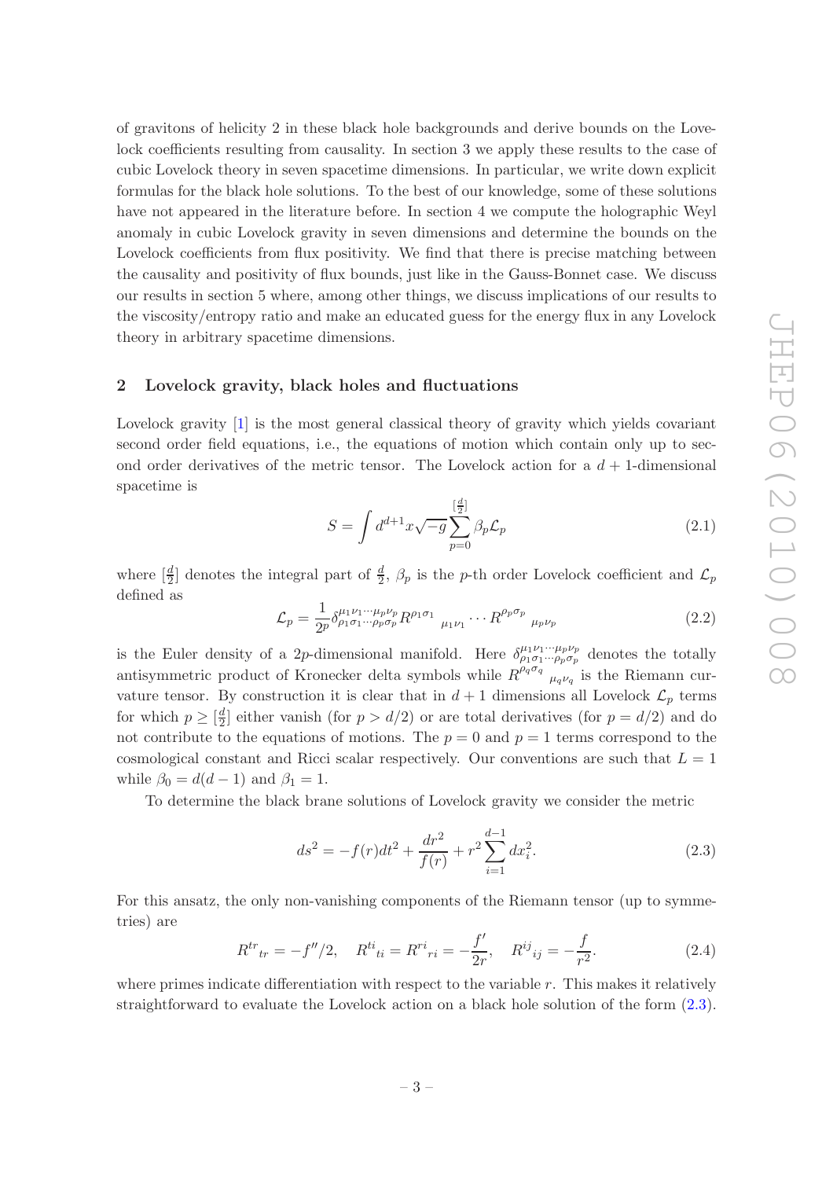of gravitons of helicity 2 in these black hole backgrounds and derive bounds on the Lovelock coefficients resulting from causality. In section 3 we apply these results to the case of cubic Lovelock theory in seven spacetime dimensions. In particular, we write down explicit formulas for the black hole solutions. To the best of our knowledge, some of these solutions have not appeared in the literature before. In section 4 we compute the holographic Weyl anomaly in cubic Lovelock gravity in seven dimensions and determine the bounds on the Lovelock coefficients from flux positivity. We find that there is precise matching between the causality and positivity of flux bounds, just like in the Gauss-Bonnet case. We discuss our results in section 5 where, among other things, we discuss implications of our results to the viscosity/entropy ratio and make an educated guess for the energy flux in any Lovelock theory in arbitrary spacetime dimensions.

## 2 Lovelock gravity, black holes and fluctuations

Lovelock gravity [1] is the most general classical theory of gravity which yields covariant second order field equations, i.e., the equations of motion which contain only up to second order derivatives of the metric tensor. The Lovelock action for a $d+1$-dimensional spacetime is

$$S = \int d^{d+1}x\sqrt{-g}\sum_{p=0}^{[\frac{d}{2}]}\beta_p\mathcal{L}_p \tag{2.1}$$

where $[\frac{d}{2}]$ denotes the integral part of $\frac{d}{2}$, $\beta_p$ is the $p$-th order Lovelock coefficient and $\mathcal{L}_p$ defined as

$$\mathcal{L}_p = \frac{1}{2^p}\delta^{\mu_1\nu_1\cdots\mu_p\nu_p}_{\rho_1\sigma_1\cdots\rho_p\sigma_p}R^{\rho_1\sigma_1}{}_{\mu_1\nu_1}\cdots R^{\rho_p\sigma_p}{}_{\mu_p\nu_p} \tag{2.2}$$

is the Euler density of a $2p$-dimensional manifold. Here $\delta^{\mu_1\nu_1\cdots\mu_p\nu_p}_{\rho_1\sigma_1\cdots\rho_p\sigma_p}$ denotes the totally antisymmetric product of Kronecker delta symbols while $R^{\rho_q\sigma_q}{}_{\mu_q\nu_q}$ is the Riemann curvature tensor. By construction it is clear that in $d+1$ dimensions all Lovelock $\mathcal{L}_p$ terms for which $p \geq [\frac{d}{2}]$ either vanish (for $p > d/2$) or are total derivatives (for $p = d/2$) and do not contribute to the equations of motions. The $p=0$ and $p=1$ terms correspond to the cosmological constant and Ricci scalar respectively. Our conventions are such that $L=1$ while $\beta_0 = d(d-1)$ and $\beta_1 = 1$.

To determine the black brane solutions of Lovelock gravity we consider the metric

$$ds^2 = -f(r)dt^2 + \frac{dr^2}{f(r)} + r^2\sum_{i=1}^{d-1}dx_i^2. \tag{2.3}$$

For this ansatz, the only non-vanishing components of the Riemann tensor (up to symmetries) are

$$R^{tr}{}_{tr} = -f''/2, \quad R^{ti}{}_{ti} = R^{ri}{}_{ri} = -\frac{f'}{2r}, \quad R^{ij}{}_{ij} = -\frac{f}{r^2}. \tag{2.4}$$

where primes indicate differentiation with respect to the variable $r$. This makes it relatively straightforward to evaluate the Lovelock action on a black hole solution of the form (2.3).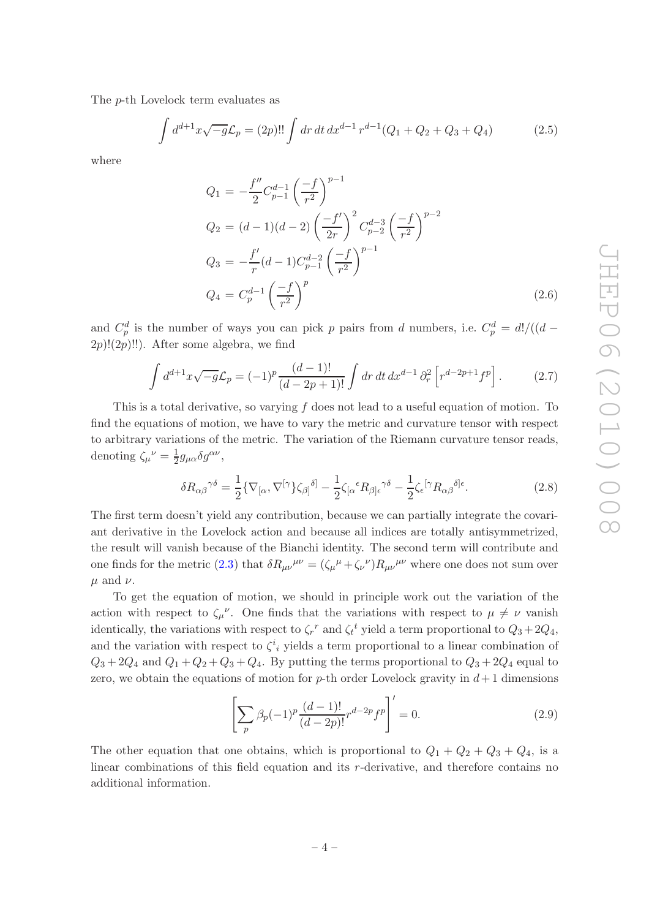The $p$-th Lovelock term evaluates as

$$\int d^{d+1}x\sqrt{-g}\mathcal{L}_p = (2p)!! \int dr\, dt\, dx^{d-1}\, r^{d-1}(Q_1 + Q_2 + Q_3 + Q_4) \tag{2.5}$$

where

$$\begin{aligned}
Q_1 &= -\frac{f''}{2} C^{d-1}_{p-1} \left(\frac{-f}{r^2}\right)^{p-1} \\
Q_2 &= (d-1)(d-2)\left(\frac{-f'}{2r}\right)^2 C^{d-3}_{p-2}\left(\frac{-f}{r^2}\right)^{p-2} \\
Q_3 &= -\frac{f'}{r}(d-1)C^{d-2}_{p-1}\left(\frac{-f}{r^2}\right)^{p-1} \\
Q_4 &= C^{d-1}_{p}\left(\frac{-f}{r^2}\right)^{p}
\end{aligned} \tag{2.6}$$

and $C^d_p$ is the number of ways you can pick $p$ pairs from $d$ numbers, i.e. $C^d_p = d!/((d-2p)!(2p)!!)$. After some algebra, we find

$$\int d^{d+1}x\sqrt{-g}\mathcal{L}_p = (-1)^p \frac{(d-1)!}{(d-2p+1)!}\int dr\, dt\, dx^{d-1}\, \partial_r^2 \left[r^{d-2p+1}f^p\right]. \tag{2.7}$$

This is a total derivative, so varying $f$ does not lead to a useful equation of motion. To find the equations of motion, we have to vary the metric and curvature tensor with respect to arbitrary variations of the metric. The variation of the Riemann curvature tensor reads, denoting $\zeta_\mu{}^\nu = \frac{1}{2}g_{\mu\alpha}\delta g^{\alpha\nu}$,

$$\delta R_{\alpha\beta}{}^{\gamma\delta} = \frac{1}{2}\{\nabla_{[\alpha}, \nabla^{[\gamma}\}\zeta_{\beta]}{}^{\delta]} - \frac{1}{2}\zeta_{[\alpha}{}^{\epsilon}R_{\beta]\epsilon}{}^{\gamma\delta} - \frac{1}{2}\zeta_\epsilon{}^{[\gamma}R_{\alpha\beta}{}^{\delta]\epsilon}. \tag{2.8}$$

The first term doesn't yield any contribution, because we can partially integrate the covariant derivative in the Lovelock action and because all indices are totally antisymmetrized, the result will vanish because of the Bianchi identity. The second term will contribute and one finds for the metric (2.3) that $\delta R_{\mu\nu}{}^{\mu\nu} = (\zeta_\mu{}^\mu + \zeta_\nu{}^\nu)R_{\mu\nu}{}^{\mu\nu}$ where one does not sum over $\mu$ and $\nu$.

To get the equation of motion, we should in principle work out the variation of the action with respect to $\zeta_\mu{}^\nu$. One finds that the variations with respect to $\mu \neq \nu$ vanish identically, the variations with respect to $\zeta_r{}^r$ and $\zeta_t{}^t$ yield a term proportional to $Q_3 + 2Q_4$, and the variation with respect to $\zeta^i{}_i$ yields a term proportional to a linear combination of $Q_3 + 2Q_4$ and $Q_1 + Q_2 + Q_3 + Q_4$. By putting the terms proportional to $Q_3 + 2Q_4$ equal to zero, we obtain the equations of motion for $p$-th order Lovelock gravity in $d+1$ dimensions

$$\left[\sum_p \beta_p (-1)^p \frac{(d-1)!}{(d-2p)!} r^{d-2p} f^p\right]' = 0. \tag{2.9}$$

The other equation that one obtains, which is proportional to $Q_1 + Q_2 + Q_3 + Q_4$, is a linear combinations of this field equation and its $r$-derivative, and therefore contains no additional information.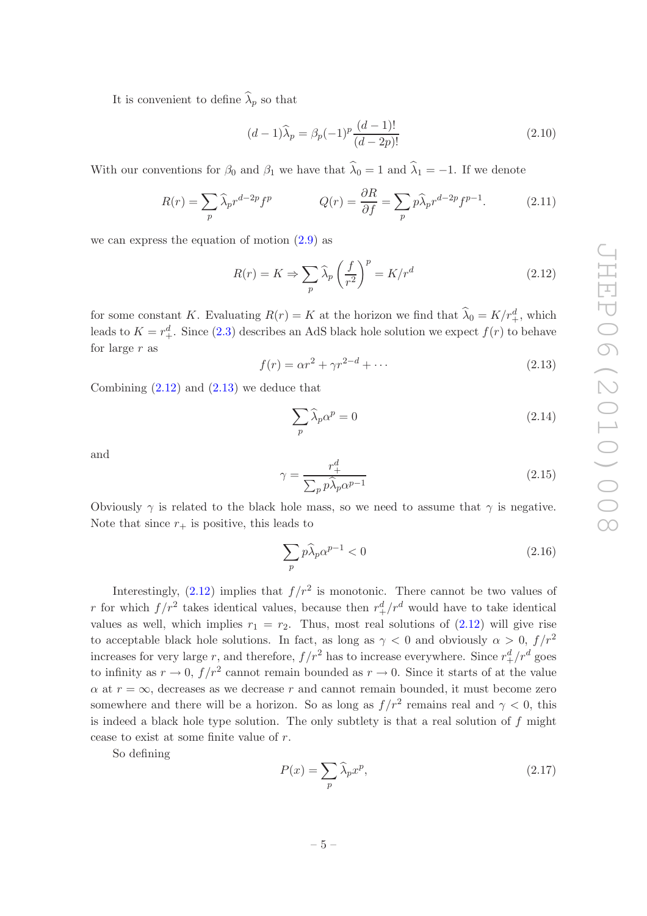It is convenient to define $\widehat{\lambda}_p$ so that

$$(d-1)\widehat{\lambda}_p = \beta_p(-1)^p \frac{(d-1)!}{(d-2p)!} \tag{2.10}$$

With our conventions for $\beta_0$ and $\beta_1$ we have that $\widehat{\lambda}_0 = 1$ and $\widehat{\lambda}_1 = -1$. If we denote

$$R(r) = \sum_p \widehat{\lambda}_p r^{d-2p} f^p \qquad\qquad Q(r) = \frac{\partial R}{\partial f} = \sum_p p\widehat{\lambda}_p r^{d-2p} f^{p-1}. \tag{2.11}$$

we can express the equation of motion (2.9) as

$$R(r) = K \Rightarrow \sum_p \widehat{\lambda}_p \left(\frac{f}{r^2}\right)^p = K/r^d \tag{2.12}$$

for some constant $K$. Evaluating $R(r) = K$ at the horizon we find that $\widehat{\lambda}_0 = K/r_+^d$, which leads to $K = r_+^d$. Since (2.3) describes an AdS black hole solution we expect $f(r)$ to behave for large $r$ as

$$f(r) = \alpha r^2 + \gamma r^{2-d} + \cdots \tag{2.13}$$

Combining (2.12) and (2.13) we deduce that

$$\sum_p \widehat{\lambda}_p \alpha^p = 0 \tag{2.14}$$

and

$$\gamma = \frac{r_+^d}{\sum_p p\widehat{\lambda}_p \alpha^{p-1}} \tag{2.15}$$

Obviously $\gamma$ is related to the black hole mass, so we need to assume that $\gamma$ is negative. Note that since $r_+$ is positive, this leads to

$$\sum_p p\widehat{\lambda}_p \alpha^{p-1} < 0 \tag{2.16}$$

Interestingly, (2.12) implies that $f/r^2$ is monotonic. There cannot be two values of $r$ for which $f/r^2$ takes identical values, because then $r_+^d/r^d$ would have to take identical values as well, which implies $r_1 = r_2$. Thus, most real solutions of (2.12) will give rise to acceptable black hole solutions. In fact, as long as $\gamma < 0$ and obviously $\alpha > 0$, $f/r^2$ increases for very large $r$, and therefore, $f/r^2$ has to increase everywhere. Since $r_+^d/r^d$ goes to infinity as $r \to 0$, $f/r^2$ cannot remain bounded as $r \to 0$. Since it starts of at the value $\alpha$ at $r = \infty$, decreases as we decrease $r$ and cannot remain bounded, it must become zero somewhere and there will be a horizon. So as long as $f/r^2$ remains real and $\gamma < 0$, this is indeed a black hole type solution. The only subtlety is that a real solution of $f$ might cease to exist at some finite value of $r$.

So defining

$$P(x) = \sum_p \widehat{\lambda}_p x^p, \tag{2.17}$$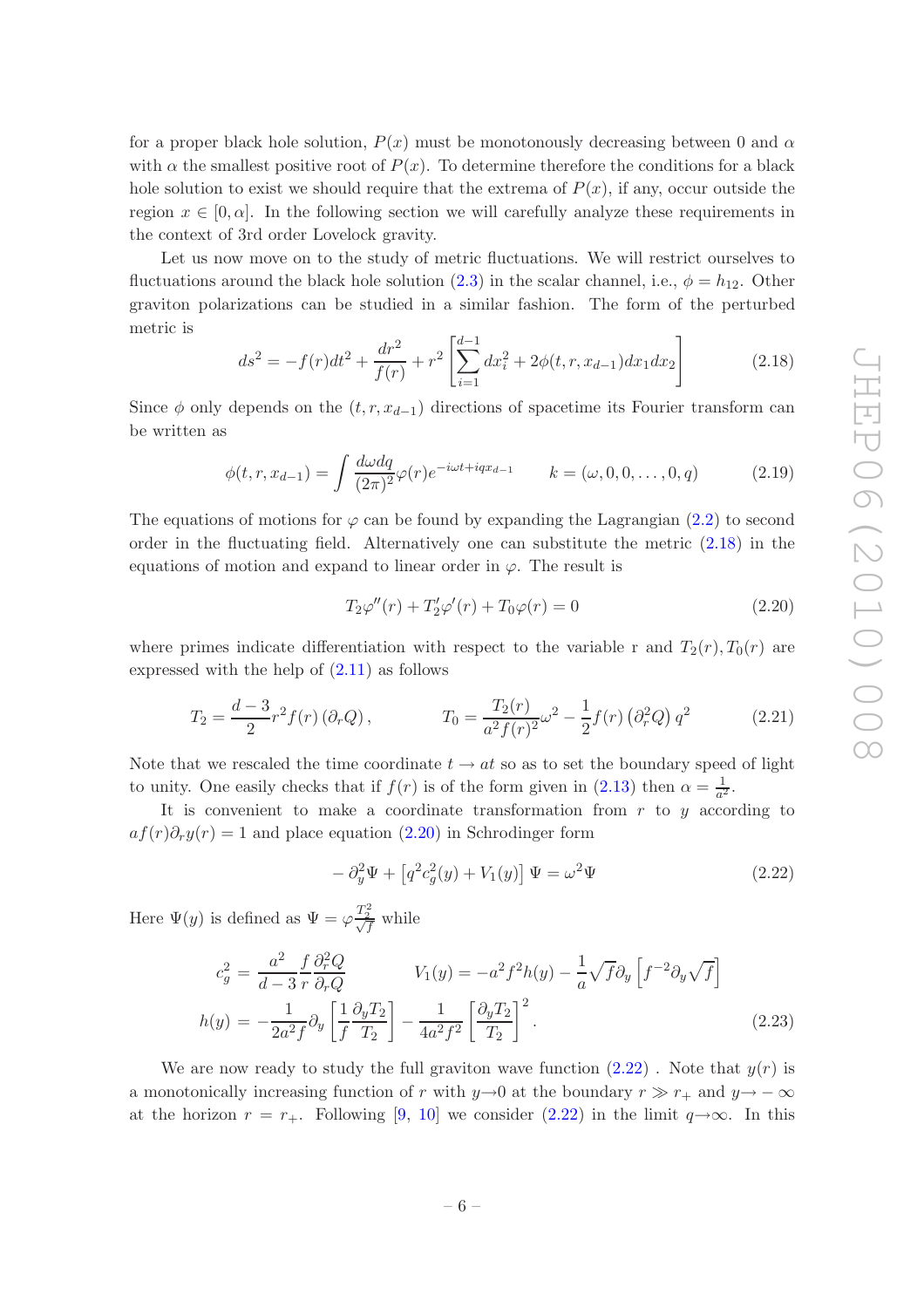for a proper black hole solution, $P(x)$ must be monotonously decreasing between 0 and $\alpha$ with $\alpha$ the smallest positive root of $P(x)$. To determine therefore the conditions for a black hole solution to exist we should require that the extrema of $P(x)$, if any, occur outside the region $x \in [0, \alpha]$. In the following section we will carefully analyze these requirements in the context of 3rd order Lovelock gravity.

Let us now move on to the study of metric fluctuations. We will restrict ourselves to fluctuations around the black hole solution (2.3) in the scalar channel, i.e., $\phi = h_{12}$. Other graviton polarizations can be studied in a similar fashion. The form of the perturbed metric is

$$ds^2 = -f(r)dt^2 + \frac{dr^2}{f(r)} + r^2 \left[ \sum_{i=1}^{d-1} dx_i^2 + 2\phi(t, r, x_{d-1}) dx_1 dx_2 \right] \tag{2.18}$$

Since $\phi$ only depends on the $(t, r, x_{d-1})$ directions of spacetime its Fourier transform can be written as

$$\phi(t, r, x_{d-1}) = \int \frac{d\omega dq}{(2\pi)^2} \varphi(r) e^{-i\omega t + iqx_{d-1}} \qquad k = (\omega, 0, 0, \ldots, 0, q) \tag{2.19}$$

The equations of motions for $\varphi$ can be found by expanding the Lagrangian (2.2) to second order in the fluctuating field. Alternatively one can substitute the metric (2.18) in the equations of motion and expand to linear order in $\varphi$. The result is

$$T_2 \varphi''(r) + T_2' \varphi'(r) + T_0 \varphi(r) = 0 \tag{2.20}$$

where primes indicate differentiation with respect to the variable r and $T_2(r), T_0(r)$ are expressed with the help of (2.11) as follows

$$T_2 = \frac{d-3}{2} r^2 f(r) \left(\partial_r Q\right), \qquad T_0 = \frac{T_2(r)}{a^2 f(r)^2} \omega^2 - \frac{1}{2} f(r) \left(\partial_r^2 Q\right) q^2 \tag{2.21}$$

Note that we rescaled the time coordinate $t \to at$ so as to set the boundary speed of light to unity. One easily checks that if $f(r)$ is of the form given in (2.13) then $\alpha = \frac{1}{a^2}$.

It is convenient to make a coordinate transformation from $r$ to $y$ according to $af(r)\partial_r y(r) = 1$ and place equation (2.20) in Schrodinger form

$$-\partial_y^2 \Psi + \left[q^2 c_g^2(y) + V_1(y)\right] \Psi = \omega^2 \Psi \tag{2.22}$$

Here $\Psi(y)$ is defined as $\Psi = \varphi \frac{T_2^{\frac{1}{2}}}{\sqrt{f}}$ while

$$\begin{aligned} c_g^2 &= \frac{a^2}{d-3} \frac{f}{r} \frac{\partial_r^2 Q}{\partial_r Q} \qquad\qquad V_1(y) = -a^2 f^2 h(y) - \frac{1}{a} \sqrt{f} \partial_y \left[f^{-2} \partial_y \sqrt{f}\right] \\ h(y) &= -\frac{1}{2a^2 f} \partial_y \left[\frac{1}{f} \frac{\partial_y T_2}{T_2}\right] - \frac{1}{4a^2 f^2} \left[\frac{\partial_y T_2}{T_2}\right]^2 . \end{aligned} \tag{2.23}$$

We are now ready to study the full graviton wave function (2.22) . Note that $y(r)$ is a monotonically increasing function of $r$ with $y \to 0$ at the boundary $r \gg r_+$ and $y \to -\infty$ at the horizon $r = r_+$. Following [9, 10] we consider (2.22) in the limit $q \to \infty$. In this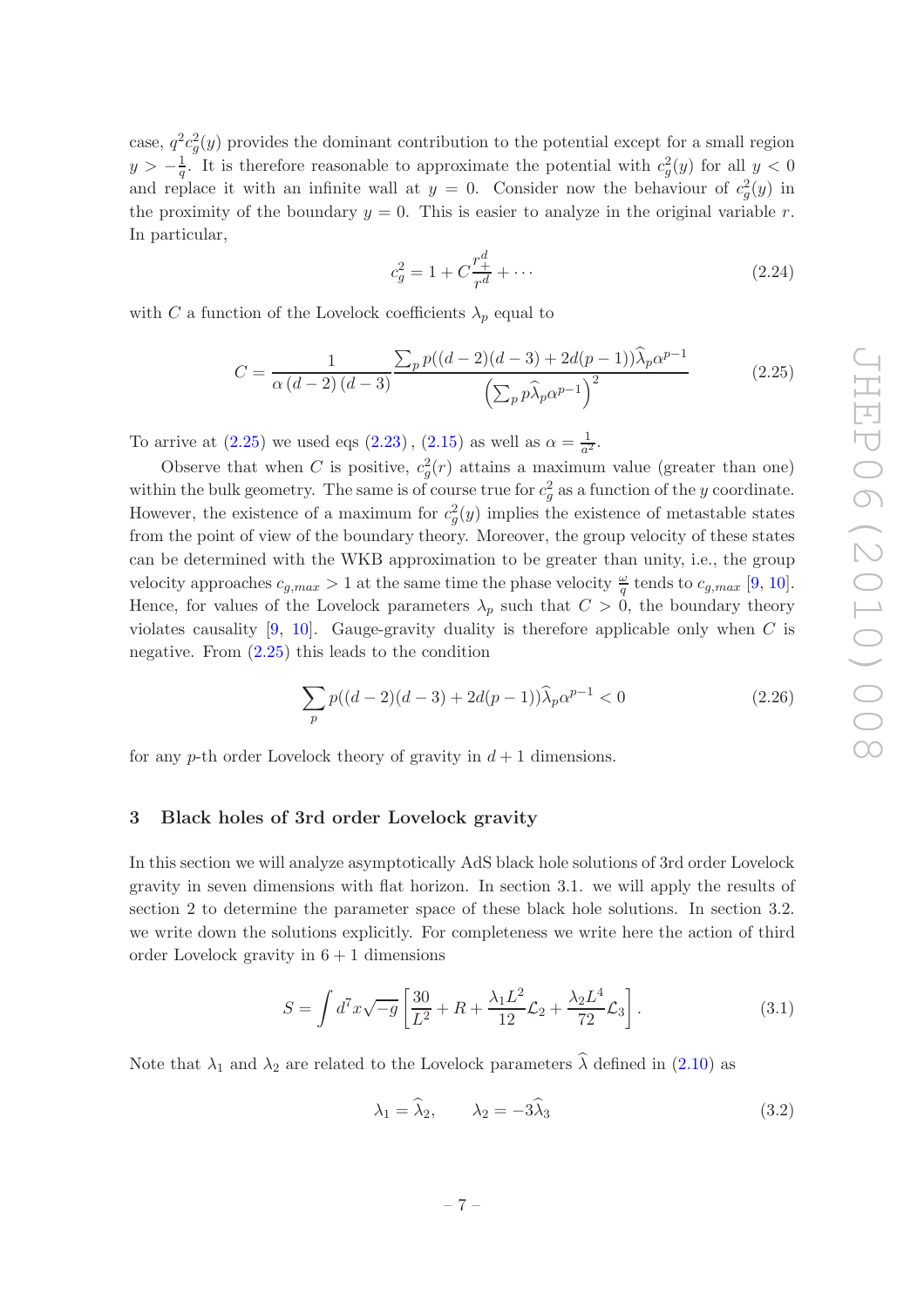case, $q^2 c_g^2(y)$ provides the dominant contribution to the potential except for a small region $y > -\frac{1}{q}$. It is therefore reasonable to approximate the potential with $c_g^2(y)$ for all $y < 0$ and replace it with an infinite wall at $y = 0$. Consider now the behaviour of $c_g^2(y)$ in the proximity of the boundary $y = 0$. This is easier to analyze in the original variable $r$. In particular,

$$c_g^2 = 1 + C\frac{r_+^d}{r^d} + \cdots \tag{2.24}$$

with $C$ a function of the Lovelock coefficients $\lambda_p$ equal to

$$C = \frac{1}{\alpha\,(d-2)\,(d-3)} \frac{\sum_p p((d-2)(d-3) + 2d(p-1))\widehat{\lambda}_p \alpha^{p-1}}{\left(\sum_p p\widehat{\lambda}_p \alpha^{p-1}\right)^2} \tag{2.25}$$

To arrive at (2.25) we used eqs (2.23), (2.15) as well as $\alpha = \frac{1}{a^2}$.

Observe that when $C$ is positive, $c_g^2(r)$ attains a maximum value (greater than one) within the bulk geometry. The same is of course true for $c_g^2$ as a function of the $y$ coordinate. However, the existence of a maximum for $c_g^2(y)$ implies the existence of metastable states from the point of view of the boundary theory. Moreover, the group velocity of these states can be determined with the WKB approximation to be greater than unity, i.e., the group velocity approaches $c_{g,max} > 1$ at the same time the phase velocity $\frac{\omega}{q}$ tends to $c_{g,max}$ [9, 10]. Hence, for values of the Lovelock parameters $\lambda_p$ such that $C > 0$, the boundary theory violates causality [9, 10]. Gauge-gravity duality is therefore applicable only when $C$ is negative. From (2.25) this leads to the condition

$$\sum_p p((d-2)(d-3) + 2d(p-1))\widehat{\lambda}_p \alpha^{p-1} < 0 \tag{2.26}$$

for any $p$-th order Lovelock theory of gravity in $d+1$ dimensions.

## 3 Black holes of 3rd order Lovelock gravity

In this section we will analyze asymptotically AdS black hole solutions of 3rd order Lovelock gravity in seven dimensions with flat horizon. In section 3.1. we will apply the results of section 2 to determine the parameter space of these black hole solutions. In section 3.2. we write down the solutions explicitly. For completeness we write here the action of third order Lovelock gravity in $6+1$ dimensions

$$S = \int d^7x\sqrt{-g}\left[\frac{30}{L^2} + R + \frac{\lambda_1 L^2}{12}\mathcal{L}_2 + \frac{\lambda_2 L^4}{72}\mathcal{L}_3\right]. \tag{3.1}$$

Note that $\lambda_1$ and $\lambda_2$ are related to the Lovelock parameters $\widehat{\lambda}$ defined in (2.10) as

$$\lambda_1 = \widehat{\lambda}_2, \qquad \lambda_2 = -3\widehat{\lambda}_3 \tag{3.2}$$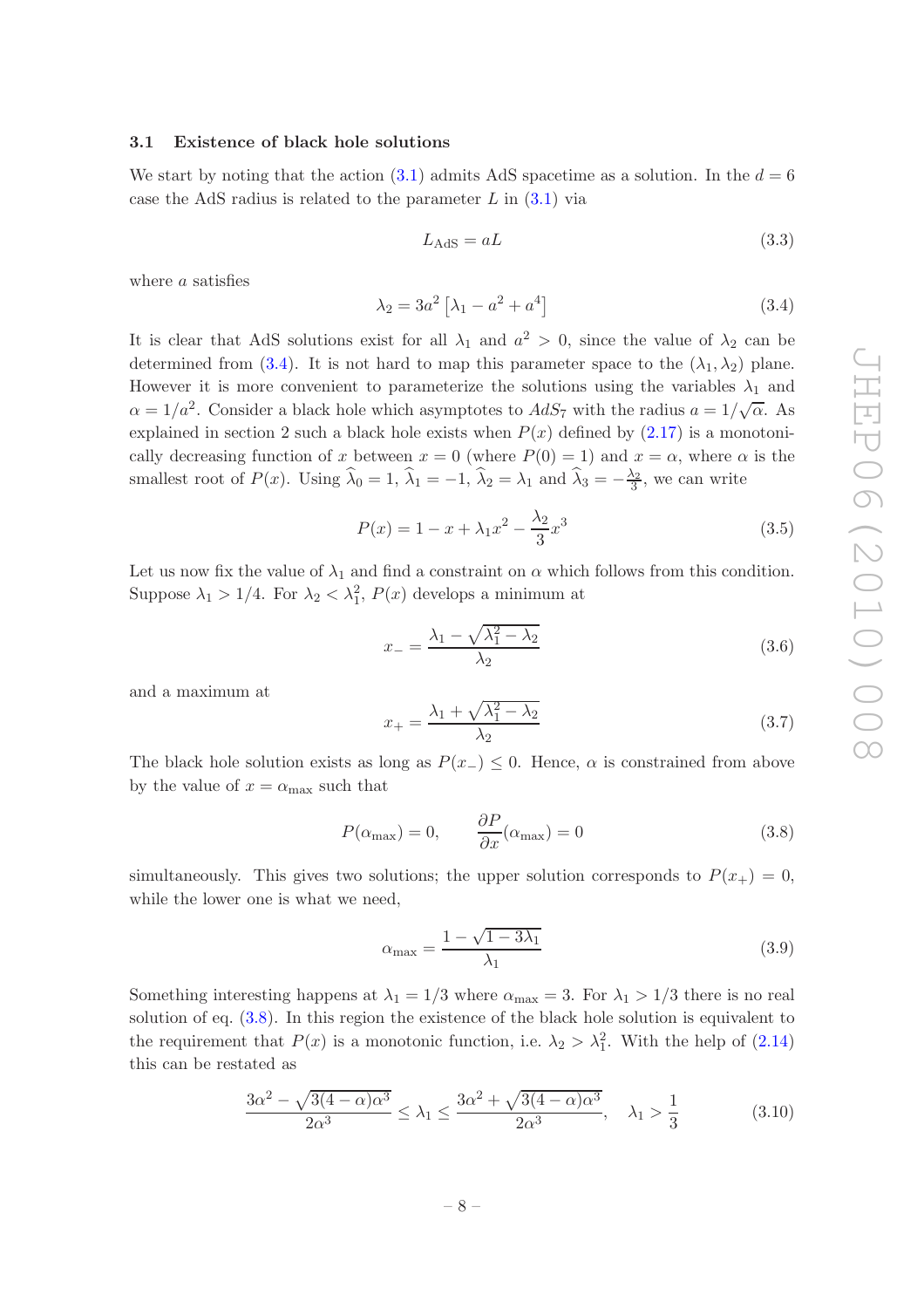### 3.1 Existence of black hole solutions

We start by noting that the action (3.1) admits AdS spacetime as a solution. In the $d = 6$ case the AdS radius is related to the parameter $L$ in (3.1) via

$$L_{\text{AdS}} = aL \tag{3.3}$$

where $a$ satisfies

$$\lambda_2 = 3a^2 \left[\lambda_1 - a^2 + a^4\right] \tag{3.4}$$

It is clear that AdS solutions exist for all $\lambda_1$ and $a^2 > 0$, since the value of $\lambda_2$ can be determined from (3.4). It is not hard to map this parameter space to the $(\lambda_1, \lambda_2)$ plane. However it is more convenient to parameterize the solutions using the variables $\lambda_1$ and $\alpha = 1/a^2$. Consider a black hole which asymptotes to $AdS_7$ with the radius $a = 1/\sqrt{\alpha}$. As explained in section 2 such a black hole exists when $P(x)$ defined by (2.17) is a monotonically decreasing function of $x$ between $x = 0$ (where $P(0) = 1$) and $x = \alpha$, where $\alpha$ is the smallest root of $P(x)$. Using $\widehat{\lambda}_0 = 1$, $\widehat{\lambda}_1 = -1$, $\widehat{\lambda}_2 = \lambda_1$ and $\widehat{\lambda}_3 = -\frac{\lambda_2}{3}$, we can write

$$P(x) = 1 - x + \lambda_1 x^2 - \frac{\lambda_2}{3}x^3 \tag{3.5}$$

Let us now fix the value of $\lambda_1$ and find a constraint on $\alpha$ which follows from this condition. Suppose $\lambda_1 > 1/4$. For $\lambda_2 < \lambda_1^2$, $P(x)$ develops a minimum at

$$x_- = \frac{\lambda_1 - \sqrt{\lambda_1^2 - \lambda_2}}{\lambda_2} \tag{3.6}$$

and a maximum at

$$x_+ = \frac{\lambda_1 + \sqrt{\lambda_1^2 - \lambda_2}}{\lambda_2} \tag{3.7}$$

The black hole solution exists as long as $P(x_-) \leq 0$. Hence, $\alpha$ is constrained from above by the value of $x = \alpha_{\max}$ such that

$$P(\alpha_{\max}) = 0, \qquad \frac{\partial P}{\partial x}(\alpha_{\max}) = 0 \tag{3.8}$$

simultaneously. This gives two solutions; the upper solution corresponds to $P(x_+) = 0$, while the lower one is what we need,

$$\alpha_{\max} = \frac{1 - \sqrt{1 - 3\lambda_1}}{\lambda_1} \tag{3.9}$$

Something interesting happens at $\lambda_1 = 1/3$ where $\alpha_{\max} = 3$. For $\lambda_1 > 1/3$ there is no real solution of eq. (3.8). In this region the existence of the black hole solution is equivalent to the requirement that $P(x)$ is a monotonic function, i.e. $\lambda_2 > \lambda_1^2$. With the help of (2.14) this can be restated as

$$\frac{3\alpha^2 - \sqrt{3(4-\alpha)\alpha^3}}{2\alpha^3} \leq \lambda_1 \leq \frac{3\alpha^2 + \sqrt{3(4-\alpha)\alpha^3}}{2\alpha^3}, \quad \lambda_1 > \frac{1}{3} \tag{3.10}$$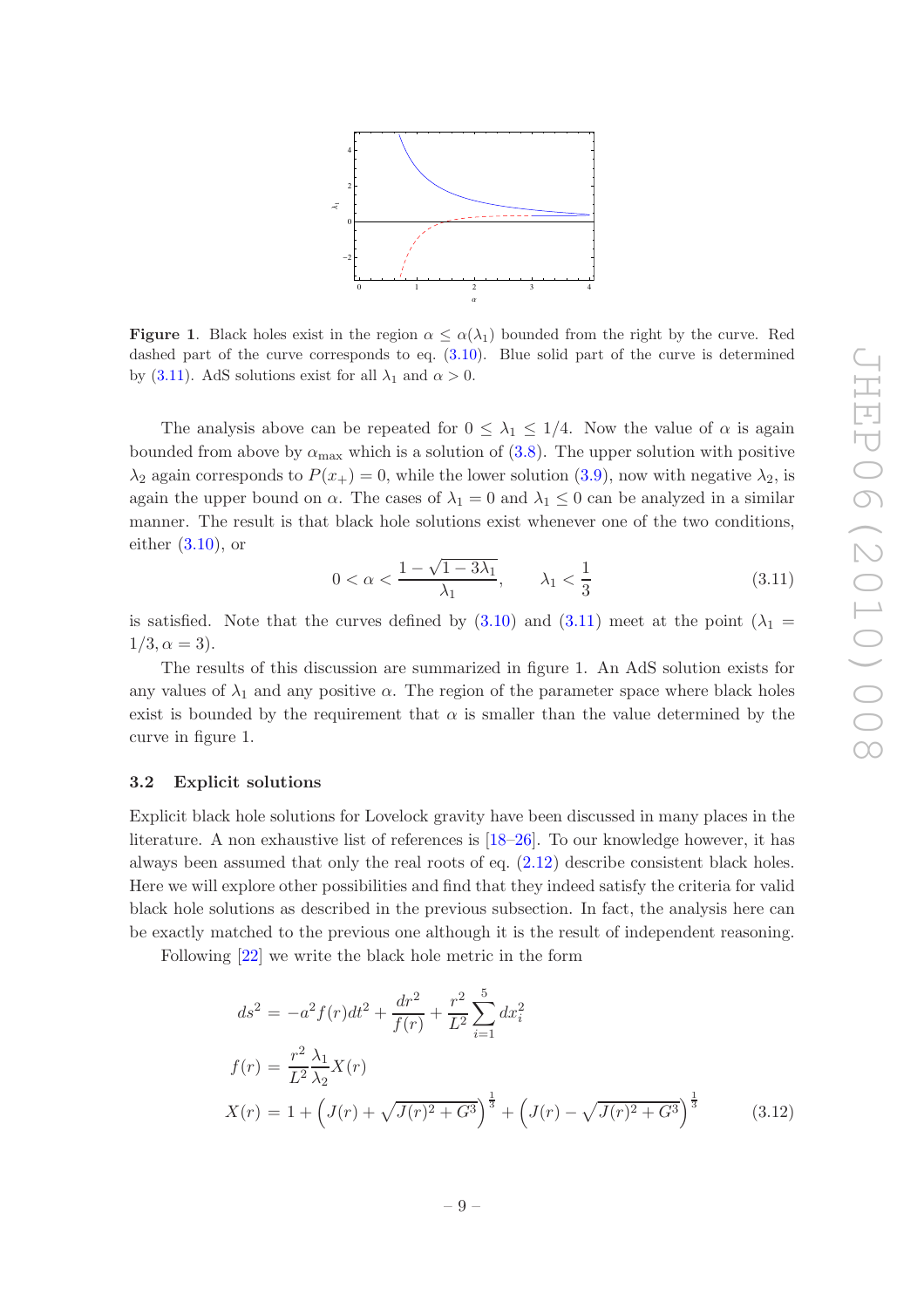**Figure 1**. Black holes exist in the region $\alpha \leq \alpha(\lambda_1)$ bounded from the right by the curve. Red dashed part of the curve corresponds to eq. (3.10). Blue solid part of the curve is determined by (3.11). AdS solutions exist for all $\lambda_1$ and $\alpha > 0$.

The analysis above can be repeated for $0 \leq \lambda_1 \leq 1/4$. Now the value of $\alpha$ is again bounded from above by $\alpha_{\rm max}$ which is a solution of (3.8). The upper solution with positive $\lambda_2$ again corresponds to $P(x_+) = 0$, while the lower solution (3.9), now with negative $\lambda_2$, is again the upper bound on $\alpha$. The cases of $\lambda_1 = 0$ and $\lambda_1 \leq 0$ can be analyzed in a similar manner. The result is that black hole solutions exist whenever one of the two conditions, either (3.10), or

$$0 < \alpha < \frac{1 - \sqrt{1 - 3\lambda_1}}{\lambda_1}, \qquad \lambda_1 < \frac{1}{3} \tag{3.11}$$

is satisfied. Note that the curves defined by (3.10) and (3.11) meet at the point $(\lambda_1 = 1/3, \alpha = 3)$.

The results of this discussion are summarized in figure 1. An AdS solution exists for any values of $\lambda_1$ and any positive $\alpha$. The region of the parameter space where black holes exist is bounded by the requirement that $\alpha$ is smaller than the value determined by the curve in figure 1.

### 3.2 Explicit solutions

Explicit black hole solutions for Lovelock gravity have been discussed in many places in the literature. A non exhaustive list of references is [18–26]. To our knowledge however, it has always been assumed that only the real roots of eq. (2.12) describe consistent black holes. Here we will explore other possibilities and find that they indeed satisfy the criteria for valid black hole solutions as described in the previous subsection. In fact, the analysis here can be exactly matched to the previous one although it is the result of independent reasoning.

Following [22] we write the black hole metric in the form

$$\begin{aligned}
ds^2 &= -a^2 f(r) dt^2 + \frac{dr^2}{f(r)} + \frac{r^2}{L^2} \sum_{i=1}^{5} dx_i^2 \\
f(r) &= \frac{r^2}{L^2} \frac{\lambda_1}{\lambda_2} X(r) \\
X(r) &= 1 + \left( J(r) + \sqrt{J(r)^2 + G^3} \right)^{\frac{1}{3}} + \left( J(r) - \sqrt{J(r)^2 + G^3} \right)^{\frac{1}{3}}
\end{aligned} \tag{3.12}$$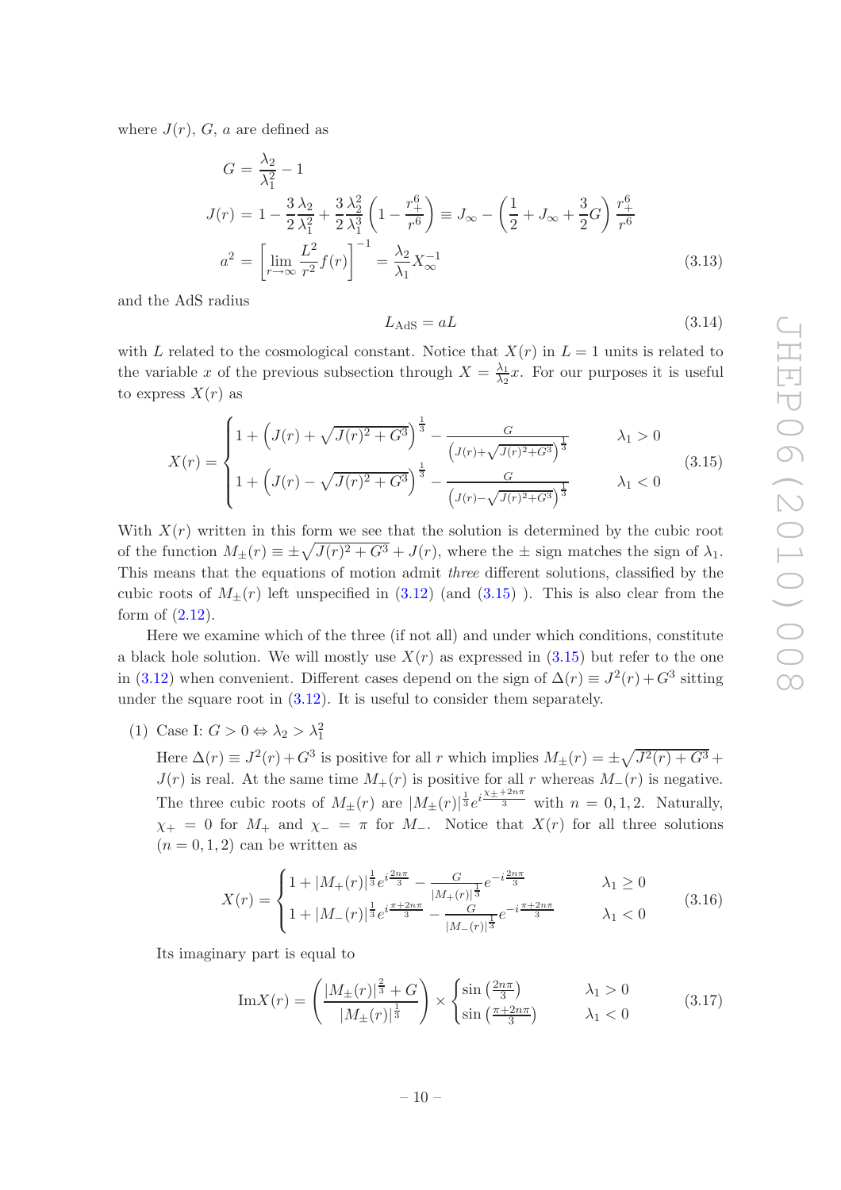where $J(r)$, $G$, $a$ are defined as

$$
\begin{aligned}
G &= \frac{\lambda_2}{\lambda_1^2} - 1 \\
J(r) &= 1 - \frac{3}{2}\frac{\lambda_2}{\lambda_1^2} + \frac{3}{2}\frac{\lambda_2^2}{\lambda_1^3}\left(1 - \frac{r_+^6}{r^6}\right) \equiv J_\infty - \left(\frac{1}{2} + J_\infty + \frac{3}{2}G\right)\frac{r_+^6}{r^6} \\
a^2 &= \left[\lim_{r\to\infty}\frac{L^2}{r^2}f(r)\right]^{-1} = \frac{\lambda_2}{\lambda_1}X_\infty^{-1}
\end{aligned}
\tag{3.13}
$$

and the AdS radius

$$
L_{\text{AdS}} = aL \tag{3.14}
$$

with $L$ related to the cosmological constant. Notice that $X(r)$ in $L=1$ units is related to the variable $x$ of the previous subsection through $X = \frac{\lambda_1}{\lambda_2}x$. For our purposes it is useful to express $X(r)$ as

$$
X(r) = \begin{cases} 1 + \left(J(r) + \sqrt{J(r)^2 + G^3}\right)^{\frac{1}{3}} - \dfrac{G}{\left(J(r)+\sqrt{J(r)^2+G^3}\right)^{\frac{1}{3}}} & \lambda_1 > 0 \\[2ex] 1 + \left(J(r) - \sqrt{J(r)^2 + G^3}\right)^{\frac{1}{3}} - \dfrac{G}{\left(J(r)-\sqrt{J(r)^2+G^3}\right)^{\frac{1}{3}}} & \lambda_1 < 0 \end{cases} \tag{3.15}
$$

With $X(r)$ written in this form we see that the solution is determined by the cubic root of the function $M_\pm(r) \equiv \pm\sqrt{J(r)^2 + G^3} + J(r)$, where the $\pm$ sign matches the sign of $\lambda_1$. This means that the equations of motion admit *three* different solutions, classified by the cubic roots of $M_\pm(r)$ left unspecified in (3.12) (and (3.15) ). This is also clear from the form of (2.12).

Here we examine which of the three (if not all) and under which conditions, constitute a black hole solution. We will mostly use $X(r)$ as expressed in (3.15) but refer to the one in (3.12) when convenient. Different cases depend on the sign of $\Delta(r) \equiv J^2(r) + G^3$ sitting under the square root in (3.12). It is useful to consider them separately.

(1) Case I: $G > 0 \Leftrightarrow \lambda_2 > \lambda_1^2$

Here $\Delta(r) \equiv J^2(r) + G^3$ is positive for all $r$ which implies $M_\pm(r) = \pm\sqrt{J^2(r)+G^3} + J(r)$ is real. At the same time $M_+(r)$ is positive for all $r$ whereas $M_-(r)$ is negative. The three cubic roots of $M_\pm(r)$ are $|M_\pm(r)|^{\frac{1}{3}} e^{i\frac{\chi_\pm + 2n\pi}{3}}$ with $n = 0,1,2$. Naturally, $\chi_+ = 0$ for $M_+$ and $\chi_- = \pi$ for $M_-$. Notice that $X(r)$ for all three solutions $(n = 0,1,2)$ can be written as

$$
X(r) = \begin{cases} 1 + |M_+(r)|^{\frac{1}{3}} e^{i\frac{2n\pi}{3}} - \dfrac{G}{|M_+(r)|^{\frac{1}{3}}} e^{-i\frac{2n\pi}{3}} & \lambda_1 \geq 0 \\[2ex] 1 + |M_-(r)|^{\frac{1}{3}} e^{i\frac{\pi+2n\pi}{3}} - \dfrac{G}{|M_-(r)|^{\frac{1}{3}}} e^{-i\frac{\pi+2n\pi}{3}} & \lambda_1 < 0 \end{cases} \tag{3.16}
$$

Its imaginary part is equal to

$$
\text{Im}X(r) = \left(\frac{|M_\pm(r)|^{\frac{2}{3}} + G}{|M_\pm(r)|^{\frac{1}{3}}}\right) \times \begin{cases} \sin\left(\frac{2n\pi}{3}\right) & \lambda_1 > 0 \\ \sin\left(\frac{\pi+2n\pi}{3}\right) & \lambda_1 < 0 \end{cases} \tag{3.17}
$$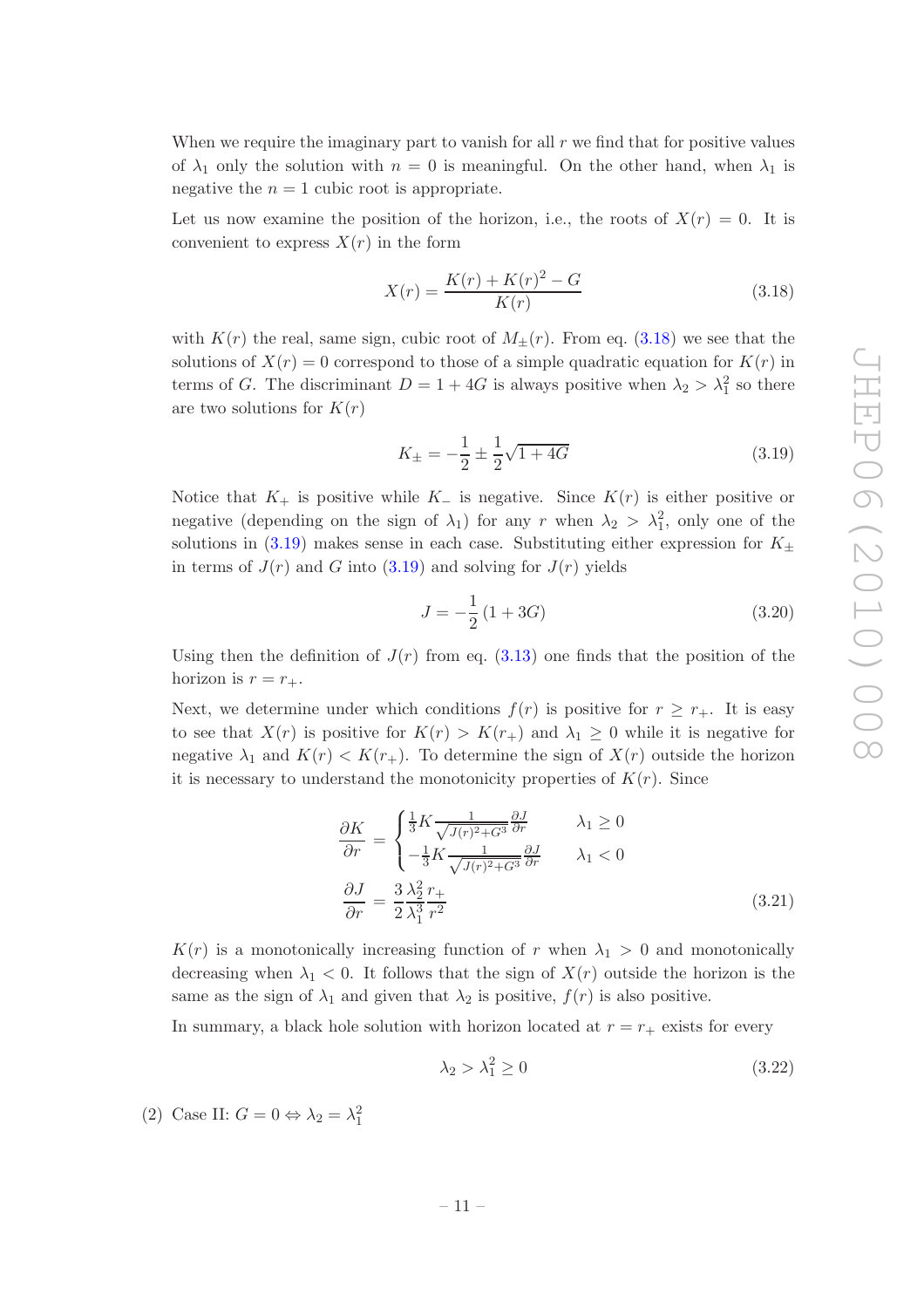When we require the imaginary part to vanish for all $r$ we find that for positive values of $\lambda_1$ only the solution with $n = 0$ is meaningful. On the other hand, when $\lambda_1$ is negative the $n = 1$ cubic root is appropriate.

Let us now examine the position of the horizon, i.e., the roots of $X(r) = 0$. It is convenient to express $X(r)$ in the form

$$X(r) = \frac{K(r) + K(r)^2 - G}{K(r)} \tag{3.18}$$

with $K(r)$ the real, same sign, cubic root of $M_\pm(r)$. From eq. (3.18) we see that the solutions of $X(r) = 0$ correspond to those of a simple quadratic equation for $K(r)$ in terms of $G$. The discriminant $D = 1 + 4G$ is always positive when $\lambda_2 > \lambda_1^2$ so there are two solutions for $K(r)$

$$K_\pm = -\frac{1}{2} \pm \frac{1}{2}\sqrt{1+4G} \tag{3.19}$$

Notice that $K_+$ is positive while $K_-$ is negative. Since $K(r)$ is either positive or negative (depending on the sign of $\lambda_1$) for any $r$ when $\lambda_2 > \lambda_1^2$, only one of the solutions in (3.19) makes sense in each case. Substituting either expression for $K_\pm$ in terms of $J(r)$ and $G$ into (3.19) and solving for $J(r)$ yields

$$J = -\frac{1}{2}\left(1 + 3G\right) \tag{3.20}$$

Using then the definition of $J(r)$ from eq. (3.13) one finds that the position of the horizon is $r = r_+$.

Next, we determine under which conditions $f(r)$ is positive for $r \geq r_+$. It is easy to see that $X(r)$ is positive for $K(r) > K(r_+)$ and $\lambda_1 \geq 0$ while it is negative for negative $\lambda_1$ and $K(r) < K(r_+)$. To determine the sign of $X(r)$ outside the horizon it is necessary to understand the monotonicity properties of $K(r)$. Since

$$\begin{aligned}
\frac{\partial K}{\partial r} &= \begin{cases} \frac{1}{3} K \frac{1}{\sqrt{J(r)^2 + G^3}} \frac{\partial J}{\partial r} & \lambda_1 \geq 0 \\ -\frac{1}{3} K \frac{1}{\sqrt{J(r)^2 + G^3}} \frac{\partial J}{\partial r} & \lambda_1 < 0 \end{cases} \\
\frac{\partial J}{\partial r} &= \frac{3}{2} \frac{\lambda_2^2}{\lambda_1^3} \frac{r_+}{r^2}
\end{aligned} \tag{3.21}$$

$K(r)$ is a monotonically increasing function of $r$ when $\lambda_1 > 0$ and monotonically decreasing when $\lambda_1 < 0$. It follows that the sign of $X(r)$ outside the horizon is the same as the sign of $\lambda_1$ and given that $\lambda_2$ is positive, $f(r)$ is also positive.

In summary, a black hole solution with horizon located at $r = r_+$ exists for every

$$\lambda_2 > \lambda_1^2 \geq 0 \tag{3.22}$$

(2) Case II: $G = 0 \Leftrightarrow \lambda_2 = \lambda_1^2$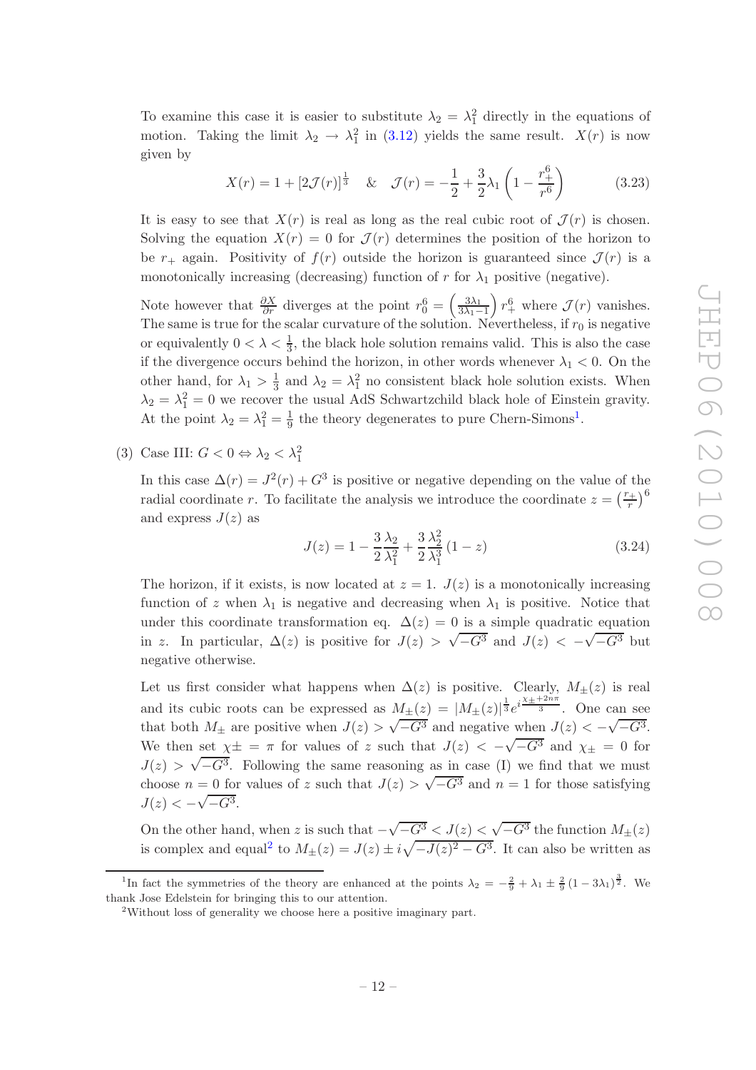To examine this case it is easier to substitute $\lambda_2 = \lambda_1^2$ directly in the equations of motion. Taking the limit $\lambda_2 \to \lambda_1^2$ in (3.12) yields the same result. $X(r)$ is now given by

$$X(r) = 1 + [2\mathcal{J}(r)]^{\frac{1}{3}} \quad \& \quad \mathcal{J}(r) = -\frac{1}{2} + \frac{3}{2}\lambda_1\left(1 - \frac{r_+^6}{r^6}\right) \tag{3.23}$$

It is easy to see that $X(r)$ is real as long as the real cubic root of $\mathcal{J}(r)$ is chosen. Solving the equation $X(r) = 0$ for $\mathcal{J}(r)$ determines the position of the horizon to be $r_+$ again. Positivity of $f(r)$ outside the horizon is guaranteed since $\mathcal{J}(r)$ is a monotonically increasing (decreasing) function of $r$ for $\lambda_1$ positive (negative).

Note however that $\frac{\partial X}{\partial r}$ diverges at the point $r_0^6 = \left(\frac{3\lambda_1}{3\lambda_1 - 1}\right) r_+^6$ where $\mathcal{J}(r)$ vanishes. The same is true for the scalar curvature of the solution. Nevertheless, if $r_0$ is negative or equivalently $0 < \lambda < \frac{1}{3}$, the black hole solution remains valid. This is also the case if the divergence occurs behind the horizon, in other words whenever $\lambda_1 < 0$. On the other hand, for $\lambda_1 > \frac{1}{3}$ and $\lambda_2 = \lambda_1^2$ no consistent black hole solution exists. When $\lambda_2 = \lambda_1^2 = 0$ we recover the usual AdS Schwartzchild black hole of Einstein gravity. At the point $\lambda_2 = \lambda_1^2 = \frac{1}{9}$ the theory degenerates to pure Chern-Simons[1].

(3) Case III: $G < 0 \Leftrightarrow \lambda_2 < \lambda_1^2$

In this case $\Delta(r) = J^2(r) + G^3$ is positive or negative depending on the value of the radial coordinate $r$. To facilitate the analysis we introduce the coordinate $z = \left(\frac{r_+}{r}\right)^6$ and express $J(z)$ as

$$J(z) = 1 - \frac{3}{2}\frac{\lambda_2}{\lambda_1^2} + \frac{3}{2}\frac{\lambda_2^2}{\lambda_1^3}(1 - z) \tag{3.24}$$

The horizon, if it exists, is now located at $z = 1$. $J(z)$ is a monotonically increasing function of $z$ when $\lambda_1$ is negative and decreasing when $\lambda_1$ is positive. Notice that under this coordinate transformation eq. $\Delta(z) = 0$ is a simple quadratic equation in $z$. In particular, $\Delta(z)$ is positive for $J(z) > \sqrt{-G^3}$ and $J(z) < -\sqrt{-G^3}$ but negative otherwise.

Let us first consider what happens when $\Delta(z)$ is positive. Clearly, $M_\pm(z)$ is real and its cubic roots can be expressed as $M_\pm(z) = |M_\pm(z)|^{\frac{1}{3}} e^{i\frac{\chi_\pm + 2n\pi}{3}}$. One can see that both $M_\pm$ are positive when $J(z) > \sqrt{-G^3}$ and negative when $J(z) < -\sqrt{-G^3}$. We then set $\chi\pm = \pi$ for values of $z$ such that $J(z) < -\sqrt{-G^3}$ and $\chi_\pm = 0$ for $J(z) > \sqrt{-G^3}$. Following the same reasoning as in case (I) we find that we must choose $n = 0$ for values of $z$ such that $J(z) > \sqrt{-G^3}$ and $n = 1$ for those satisfying $J(z) < -\sqrt{-G^3}$.

On the other hand, when $z$ is such that $-\sqrt{-G^3} < J(z) < \sqrt{-G^3}$ the function $M_\pm(z)$ is complex and equal[2] to $M_\pm(z) = J(z) \pm i\sqrt{-J(z)^2 - G^3}$. It can also be written as

---

[1] In fact the symmetries of the theory are enhanced at the points $\lambda_2 = -\frac{2}{9} + \lambda_1 \pm \frac{2}{9}(1 - 3\lambda_1)^{\frac{3}{2}}$. We thank Jose Edelstein for bringing this to our attention.

[2] Without loss of generality we choose here a positive imaginary part.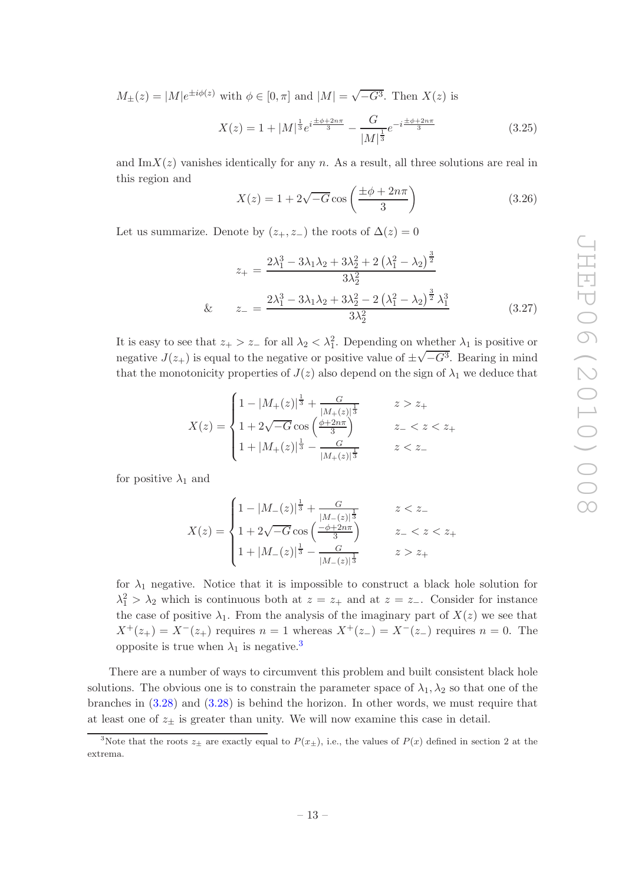$M_{\pm}(z) = |M|e^{\pm i\phi(z)}$ with $\phi \in [0, \pi]$ and $|M| = \sqrt{-G^3}$. Then $X(z)$ is

$$X(z) = 1 + |M|^{\frac{1}{3}} e^{i\frac{\pm\phi + 2n\pi}{3}} - \frac{G}{|M|^{\frac{1}{3}}} e^{-i\frac{\pm\phi+2n\pi}{3}} \tag{3.25}$$

and $\mathrm{Im}X(z)$ vanishes identically for any $n$. As a result, all three solutions are real in this region and

$$X(z) = 1 + 2\sqrt{-G} \cos\left(\frac{\pm\phi + 2n\pi}{3}\right) \tag{3.26}$$

Let us summarize. Denote by $(z_+, z_-)$ the roots of $\Delta(z) = 0$

$$\begin{aligned} z_+ &= \frac{2\lambda_1^3 - 3\lambda_1\lambda_2 + 3\lambda_2^2 + 2\left(\lambda_1^2 - \lambda_2\right)^{\frac{3}{2}}}{3\lambda_2^2} \\ \& \qquad z_- &= \frac{2\lambda_1^3 - 3\lambda_1\lambda_2 + 3\lambda_2^2 - 2\left(\lambda_1^2 - \lambda_2\right)^{\frac{3}{2}}\lambda_1^3}{3\lambda_2^2} \end{aligned} \tag{3.27}$$

It is easy to see that $z_+ > z_-$ for all $\lambda_2 < \lambda_1^2$. Depending on whether $\lambda_1$ is positive or negative $J(z_+)$ is equal to the negative or positive value of $\pm\sqrt{-G^3}$. Bearing in mind that the monotonicity properties of $J(z)$ also depend on the sign of $\lambda_1$ we deduce that

$$X(z) = \begin{cases} 1 - |M_+(z)|^{\frac{1}{3}} + \frac{G}{|M_+(z)|^{\frac{1}{3}}} & z > z_+ \\ 1 + 2\sqrt{-G}\cos\left(\frac{\phi+2n\pi}{3}\right) & z_- < z < z_+ \\ 1 + |M_+(z)|^{\frac{1}{3}} - \frac{G}{|M_+(z)|^{\frac{1}{3}}} & z < z_- \end{cases}$$

for positive $\lambda_1$ and

$$X(z) = \begin{cases} 1 - |M_-(z)|^{\frac{1}{3}} + \frac{G}{|M_-(z)|^{\frac{1}{3}}} & z < z_- \\ 1 + 2\sqrt{-G}\cos\left(\frac{-\phi+2n\pi}{3}\right) & z_- < z < z_+ \\ 1 + |M_-(z)|^{\frac{1}{3}} - \frac{G}{|M_-(z)|^{\frac{1}{3}}} & z > z_+ \end{cases}$$

for $\lambda_1$ negative. Notice that it is impossible to construct a black hole solution for $\lambda_1^2 > \lambda_2$ which is continuous both at $z = z_+$ and at $z = z_-$. Consider for instance the case of positive $\lambda_1$. From the analysis of the imaginary part of $X(z)$ we see that $X^+(z_+) = X^-(z_+)$ requires $n = 1$ whereas $X^+(z_-) = X^-(z_-)$ requires $n = 0$. The opposite is true when $\lambda_1$ is negative.[3]

There are a number of ways to circumvent this problem and built consistent black hole solutions. The obvious one is to constrain the parameter space of $\lambda_1, \lambda_2$ so that one of the branches in (3.28) and (3.28) is behind the horizon. In other words, we must require that at least one of $z_{\pm}$ is greater than unity. We will now examine this case in detail.

[3]Note that the roots $z_{\pm}$ are exactly equal to $P(x_{\pm})$, i.e., the values of $P(x)$ defined in section 2 at the extrema.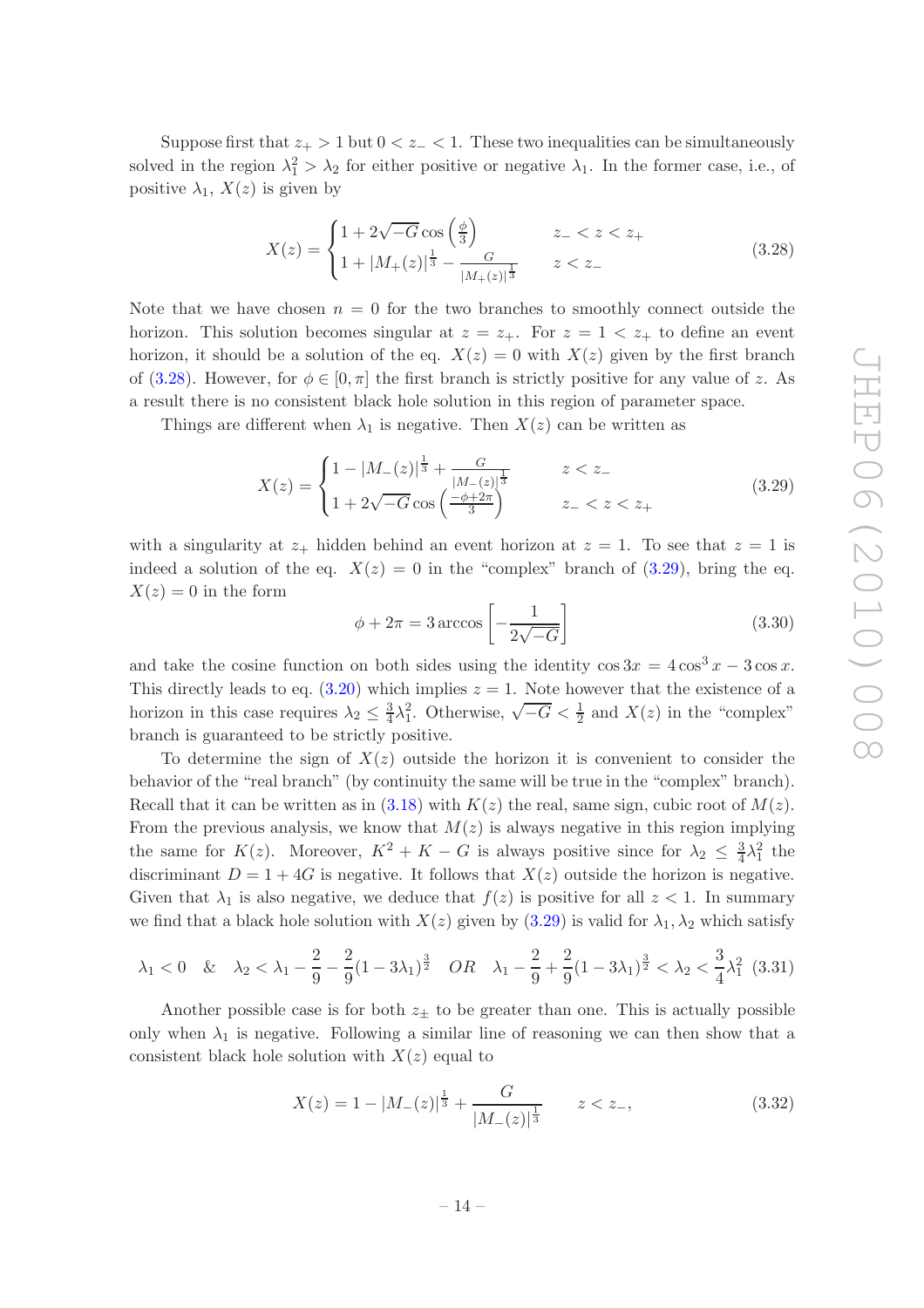Suppose first that $z_+ > 1$ but $0 < z_- < 1$. These two inequalities can be simultaneously solved in the region $\lambda_1^2 > \lambda_2$ for either positive or negative $\lambda_1$. In the former case, i.e., of positive $\lambda_1$, $X(z)$ is given by

$$X(z) = \begin{cases} 1 + 2\sqrt{-G}\cos\left(\frac{\phi}{3}\right) & z_- < z < z_+ \\ 1 + |M_+(z)|^{\frac{1}{3}} - \frac{G}{|M_+(z)|^{\frac{1}{3}}} & z < z_- \end{cases} \tag{3.28}$$

Note that we have chosen $n = 0$ for the two branches to smoothly connect outside the horizon. This solution becomes singular at $z = z_+$. For $z = 1 < z_+$ to define an event horizon, it should be a solution of the eq. $X(z) = 0$ with $X(z)$ given by the first branch of (3.28). However, for $\phi \in [0, \pi]$ the first branch is strictly positive for any value of $z$. As a result there is no consistent black hole solution in this region of parameter space.

Things are different when $\lambda_1$ is negative. Then $X(z)$ can be written as

$$X(z) = \begin{cases} 1 - |M_-(z)|^{\frac{1}{3}} + \frac{G}{|M_-(z)|^{\frac{1}{3}}} & z < z_- \\ 1 + 2\sqrt{-G}\cos\left(\frac{-\phi+2\pi}{3}\right) & z_- < z < z_+ \end{cases} \tag{3.29}$$

with a singularity at $z_+$ hidden behind an event horizon at $z = 1$. To see that $z = 1$ is indeed a solution of the eq. $X(z) = 0$ in the "complex" branch of (3.29), bring the eq. $X(z) = 0$ in the form

$$\phi + 2\pi = 3\arccos\left[-\frac{1}{2\sqrt{-G}}\right] \tag{3.30}$$

and take the cosine function on both sides using the identity $\cos 3x = 4\cos^3 x - 3\cos x$. This directly leads to eq. (3.20) which implies $z = 1$. Note however that the existence of a horizon in this case requires $\lambda_2 \leq \frac{3}{4}\lambda_1^2$. Otherwise, $\sqrt{-G} < \frac{1}{2}$ and $X(z)$ in the "complex" branch is guaranteed to be strictly positive.

To determine the sign of $X(z)$ outside the horizon it is convenient to consider the behavior of the "real branch" (by continuity the same will be true in the "complex" branch). Recall that it can be written as in (3.18) with $K(z)$ the real, same sign, cubic root of $M(z)$. From the previous analysis, we know that $M(z)$ is always negative in this region implying the same for $K(z)$. Moreover, $K^2 + K - G$ is always positive since for $\lambda_2 \leq \frac{3}{4}\lambda_1^2$ the discriminant $D = 1 + 4G$ is negative. It follows that $X(z)$ outside the horizon is negative. Given that $\lambda_1$ is also negative, we deduce that $f(z)$ is positive for all $z < 1$. In summary we find that a black hole solution with $X(z)$ given by (3.29) is valid for $\lambda_1, \lambda_2$ which satisfy

$$\lambda_1 < 0 \quad \& \quad \lambda_2 < \lambda_1 - \frac{2}{9} - \frac{2}{9}(1 - 3\lambda_1)^{\frac{3}{2}} \quad OR \quad \lambda_1 - \frac{2}{9} + \frac{2}{9}(1 - 3\lambda_1)^{\frac{3}{2}} < \lambda_2 < \frac{3}{4}\lambda_1^2 \tag{3.31}$$

Another possible case is for both $z_\pm$ to be greater than one. This is actually possible only when $\lambda_1$ is negative. Following a similar line of reasoning we can then show that a consistent black hole solution with $X(z)$ equal to

$$X(z) = 1 - |M_-(z)|^{\frac{1}{3}} + \frac{G}{|M_-(z)|^{\frac{1}{3}}} \qquad z < z_-, \tag{3.32}$$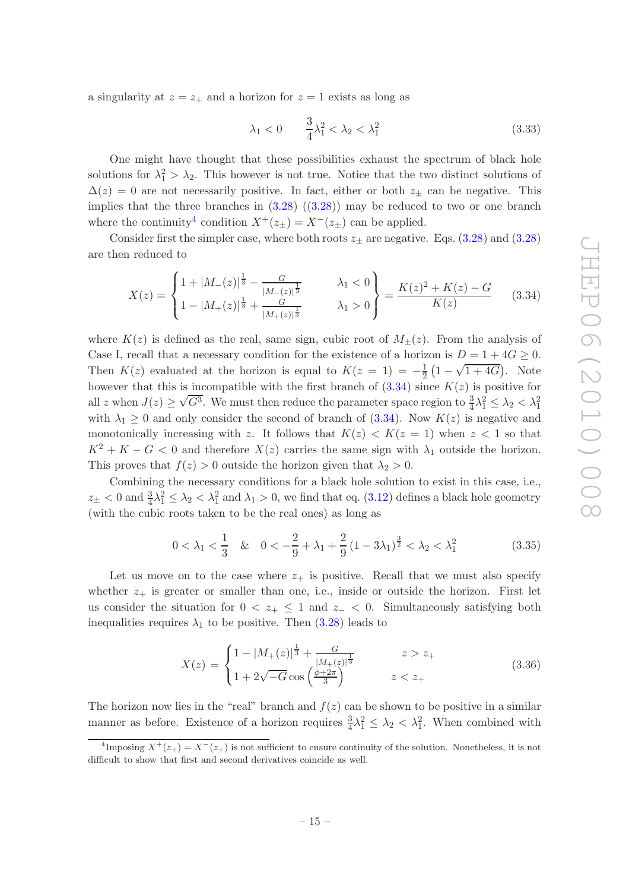a singularity at $z = z_+$ and a horizon for $z = 1$ exists as long as

$$\lambda_1 < 0 \qquad \frac{3}{4}\lambda_1^2 < \lambda_2 < \lambda_1^2 \tag{3.33}$$

One might have thought that these possibilities exhaust the spectrum of black hole solutions for $\lambda_1^2 > \lambda_2$. This however is not true. Notice that the two distinct solutions of $\Delta(z) = 0$ are not necessarily positive. In fact, either or both $z_\pm$ can be negative. This implies that the three branches in (3.28) ((3.28)) may be reduced to two or one branch where the continuity[4] condition $X^+(z_\pm) = X^-(z_\pm)$ can be applied.

Consider first the simpler case, where both roots $z_\pm$ are negative. Eqs. (3.28) and (3.28) are then reduced to

$$X(z) = \begin{Bmatrix} 1 + |M_-(z)|^{\frac{1}{3}} - \frac{G}{|M_-(z)|^{\frac{1}{3}}} & \qquad \lambda_1 < 0 \\ 1 - |M_+(z)|^{\frac{1}{3}} + \frac{G}{|M_+(z)|^{\frac{1}{3}}} & \qquad \lambda_1 > 0 \end{Bmatrix} = \frac{K(z)^2 + K(z) - G}{K(z)} \tag{3.34}$$

where $K(z)$ is defined as the real, same sign, cubic root of $M_\pm(z)$. From the analysis of Case I, recall that a necessary condition for the existence of a horizon is $D = 1 + 4G \geq 0$. Then $K(z)$ evaluated at the horizon is equal to $K(z = 1) = -\frac{1}{2}\left(1 - \sqrt{1 + 4G}\right)$. Note however that this is incompatible with the first branch of (3.34) since $K(z)$ is positive for all $z$ when $J(z) \geq \sqrt{G^3}$. We must then reduce the parameter space region to $\frac{3}{4}\lambda_1^2 \leq \lambda_2 < \lambda_1^2$ with $\lambda_1 \geq 0$ and only consider the second of branch of (3.34). Now $K(z)$ is negative and monotonically increasing with $z$. It follows that $K(z) < K(z = 1)$ when $z < 1$ so that $K^2 + K - G < 0$ and therefore $X(z)$ carries the same sign with $\lambda_1$ outside the horizon. This proves that $f(z) > 0$ outside the horizon given that $\lambda_2 > 0$.

Combining the necessary conditions for a black hole solution to exist in this case, i.e., $z_\pm < 0$ and $\frac{3}{4}\lambda_1^2 \leq \lambda_2 < \lambda_1^2$ and $\lambda_1 > 0$, we find that eq. (3.12) defines a black hole geometry (with the cubic roots taken to be the real ones) as long as

$$0 < \lambda_1 < \frac{1}{3} \quad \& \quad 0 < -\frac{2}{9} + \lambda_1 + \frac{2}{9}\left(1 - 3\lambda_1\right)^{\frac{3}{2}} < \lambda_2 < \lambda_1^2 \tag{3.35}$$

Let us move on to the case where $z_+$ is positive. Recall that we must also specify whether $z_+$ is greater or smaller than one, i.e., inside or outside the horizon. First let us consider the situation for $0 < z_+ \leq 1$ and $z_- < 0$. Simultaneously satisfying both inequalities requires $\lambda_1$ to be positive. Then (3.28) leads to

$$X(z) = \begin{cases} 1 - |M_+(z)|^{\frac{1}{3}} + \frac{G}{|M_+(z)|^{\frac{1}{3}}} & \qquad z > z_+ \\ 1 + 2\sqrt{-G}\cos\left(\frac{\phi + 2\pi}{3}\right) & \qquad z < z_+ \end{cases} \tag{3.36}$$

The horizon now lies in the "real" branch and $f(z)$ can be shown to be positive in a similar manner as before. Existence of a horizon requires $\frac{3}{4}\lambda_1^2 \leq \lambda_2 < \lambda_1^2$. When combined with

[4] Imposing $X^+(z_+) = X^-(z_+)$ is not sufficient to ensure continuity of the solution. Nonetheless, it is not difficult to show that first and second derivatives coincide as well.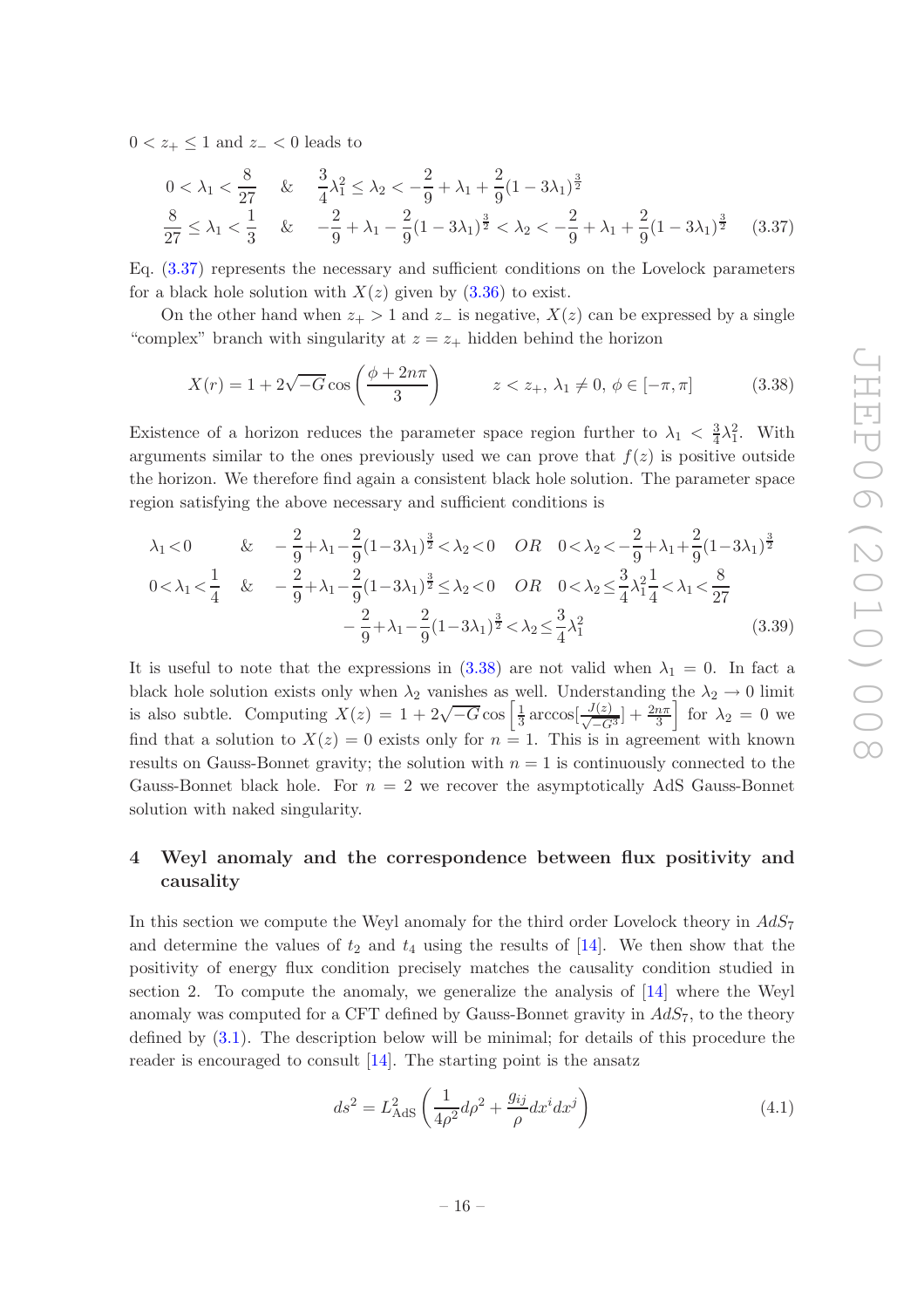$0 < z_+ \leq 1$ and $z_- < 0$ leads to

$$
\begin{aligned}
&0 < \lambda_1 < \frac{8}{27} \quad \& \quad \frac{3}{4}\lambda_1^2 \leq \lambda_2 < -\frac{2}{9} + \lambda_1 + \frac{2}{9}(1-3\lambda_1)^{\frac{3}{2}} \\
&\frac{8}{27} \leq \lambda_1 < \frac{1}{3} \quad \& \quad -\frac{2}{9} + \lambda_1 - \frac{2}{9}(1-3\lambda_1)^{\frac{3}{2}} < \lambda_2 < -\frac{2}{9} + \lambda_1 + \frac{2}{9}(1-3\lambda_1)^{\frac{3}{2}}
\end{aligned}
\tag{3.37}
$$

Eq. (3.37) represents the necessary and sufficient conditions on the Lovelock parameters for a black hole solution with $X(z)$ given by (3.36) to exist.

On the other hand when $z_+ > 1$ and $z_-$ is negative, $X(z)$ can be expressed by a single "complex" branch with singularity at $z = z_+$ hidden behind the horizon

$$
X(r) = 1 + 2\sqrt{-G}\cos\left(\frac{\phi + 2n\pi}{3}\right) \qquad z < z_+,\ \lambda_1 \neq 0,\ \phi \in [-\pi, \pi] \tag{3.38}
$$

Existence of a horizon reduces the parameter space region further to $\lambda_1 < \frac{3}{4}\lambda_1^2$. With arguments similar to the ones previously used we can prove that $f(z)$ is positive outside the horizon. We therefore find again a consistent black hole solution. The parameter space region satisfying the above necessary and sufficient conditions is

$$
\begin{aligned}
&\lambda_1 < 0 \quad \& \quad -\frac{2}{9}+\lambda_1-\frac{2}{9}(1-3\lambda_1)^{\frac{3}{2}} < \lambda_2 < 0 \quad OR \quad 0 < \lambda_2 < -\frac{2}{9}+\lambda_1+\frac{2}{9}(1-3\lambda_1)^{\frac{3}{2}} \\
&0 < \lambda_1 < \frac{1}{4} \quad \& \quad -\frac{2}{9}+\lambda_1-\frac{2}{9}(1-3\lambda_1)^{\frac{3}{2}} \leq \lambda_2 < 0 \quad OR \quad 0 < \lambda_2 \leq \frac{3}{4}\lambda_1^2 \frac{1}{4} < \lambda_1 < \frac{8}{27} \\
&\qquad\qquad -\frac{2}{9}+\lambda_1-\frac{2}{9}(1-3\lambda_1)^{\frac{3}{2}} < \lambda_2 \leq \frac{3}{4}\lambda_1^2
\end{aligned}
\tag{3.39}
$$

It is useful to note that the expressions in (3.38) are not valid when $\lambda_1 = 0$. In fact a black hole solution exists only when $\lambda_2$ vanishes as well. Understanding the $\lambda_2 \to 0$ limit is also subtle. Computing $X(z) = 1 + 2\sqrt{-G}\cos\left[\frac{1}{3}\arccos[\frac{J(z)}{\sqrt{-G^3}}] + \frac{2n\pi}{3}\right]$ for $\lambda_2 = 0$ we find that a solution to $X(z) = 0$ exists only for $n = 1$. This is in agreement with known results on Gauss-Bonnet gravity; the solution with $n = 1$ is continuously connected to the Gauss-Bonnet black hole. For $n = 2$ we recover the asymptotically AdS Gauss-Bonnet solution with naked singularity.

## 4 Weyl anomaly and the correspondence between flux positivity and causality

In this section we compute the Weyl anomaly for the third order Lovelock theory in $AdS_7$ and determine the values of $t_2$ and $t_4$ using the results of [14]. We then show that the positivity of energy flux condition precisely matches the causality condition studied in section 2. To compute the anomaly, we generalize the analysis of [14] where the Weyl anomaly was computed for a CFT defined by Gauss-Bonnet gravity in $AdS_7$, to the theory defined by (3.1). The description below will be minimal; for details of this procedure the reader is encouraged to consult [14]. The starting point is the ansatz

$$
ds^2 = L_{\rm AdS}^2\left(\frac{1}{4\rho^2}d\rho^2 + \frac{g_{ij}}{\rho}dx^i dx^j\right) \tag{4.1}
$$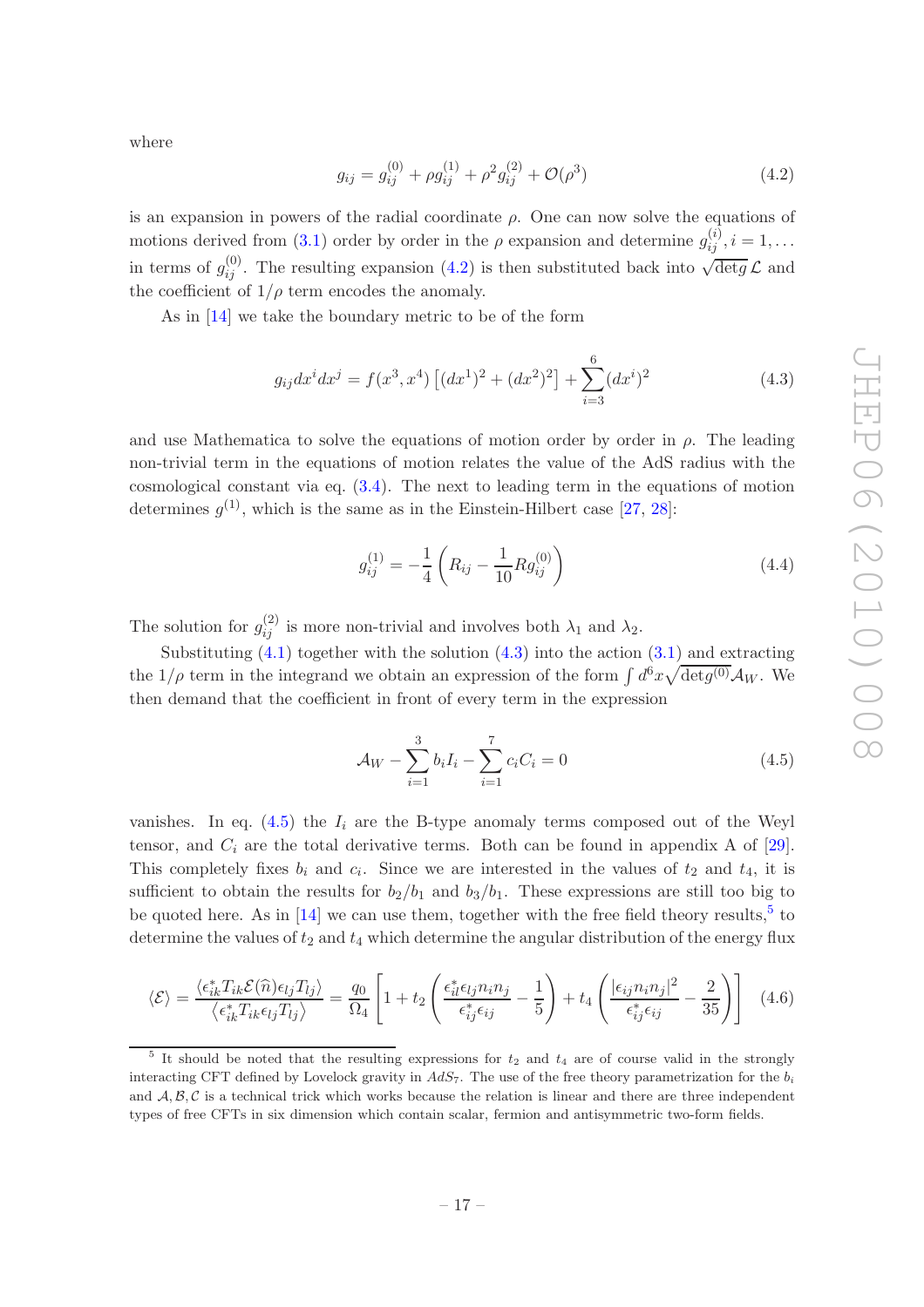where

$$g_{ij} = g_{ij}^{(0)} + \rho g_{ij}^{(1)} + \rho^2 g_{ij}^{(2)} + \mathcal{O}(\rho^3) \tag{4.2}$$

is an expansion in powers of the radial coordinate $\rho$. One can now solve the equations of motions derived from (3.1) order by order in the $\rho$ expansion and determine $g_{ij}^{(i)}, i = 1, \ldots$ in terms of $g_{ij}^{(0)}$. The resulting expansion (4.2) is then substituted back into $\sqrt{\det g}\,\mathcal{L}$ and the coefficient of $1/\rho$ term encodes the anomaly.

As in [14] we take the boundary metric to be of the form

$$g_{ij}dx^i dx^j = f(x^3, x^4)\left[(dx^1)^2 + (dx^2)^2\right] + \sum_{i=3}^{6}(dx^i)^2 \tag{4.3}$$

and use Mathematica to solve the equations of motion order by order in $\rho$. The leading non-trivial term in the equations of motion relates the value of the AdS radius with the cosmological constant via eq. (3.4). The next to leading term in the equations of motion determines $g^{(1)}$, which is the same as in the Einstein-Hilbert case [27, 28]:

$$g_{ij}^{(1)} = -\frac{1}{4}\left(R_{ij} - \frac{1}{10}R g_{ij}^{(0)}\right) \tag{4.4}$$

The solution for $g_{ij}^{(2)}$ is more non-trivial and involves both $\lambda_1$ and $\lambda_2$.

Substituting (4.1) together with the solution (4.3) into the action (3.1) and extracting the $1/\rho$ term in the integrand we obtain an expression of the form $\int d^6x\sqrt{\det g^{(0)}}\mathcal{A}_W$. We then demand that the coefficient in front of every term in the expression

$$\mathcal{A}_W - \sum_{i=1}^{3} b_i I_i - \sum_{i=1}^{7} c_i C_i = 0 \tag{4.5}$$

vanishes. In eq. (4.5) the $I_i$ are the B-type anomaly terms composed out of the Weyl tensor, and $C_i$ are the total derivative terms. Both can be found in appendix A of [29]. This completely fixes $b_i$ and $c_i$. Since we are interested in the values of $t_2$ and $t_4$, it is sufficient to obtain the results for $b_2/b_1$ and $b_3/b_1$. These expressions are still too big to be quoted here. As in [14] we can use them, together with the free field theory results,[5] to determine the values of $t_2$ and $t_4$ which determine the angular distribution of the energy flux

$$\langle \mathcal{E} \rangle = \frac{\langle \epsilon_{ik}^* T_{ik} \mathcal{E}(\hat{n}) \epsilon_{lj} T_{lj} \rangle}{\langle \epsilon_{ik}^* T_{ik} \epsilon_{lj} T_{lj} \rangle} = \frac{q_0}{\Omega_4}\left[1 + t_2\left(\frac{\epsilon_{il}^* \epsilon_{lj} n_i n_j}{\epsilon_{ij}^* \epsilon_{ij}} - \frac{1}{5}\right) + t_4\left(\frac{|\epsilon_{ij} n_i n_j|^2}{\epsilon_{ij}^* \epsilon_{ij}} - \frac{2}{35}\right)\right] \tag{4.6}$$

[5] It should be noted that the resulting expressions for $t_2$ and $t_4$ are of course valid in the strongly interacting CFT defined by Lovelock gravity in $AdS_7$. The use of the free theory parametrization for the $b_i$ and $\mathcal{A}, \mathcal{B}, \mathcal{C}$ is a technical trick which works because the relation is linear and there are three independent types of free CFTs in six dimension which contain scalar, fermion and antisymmetric two-form fields.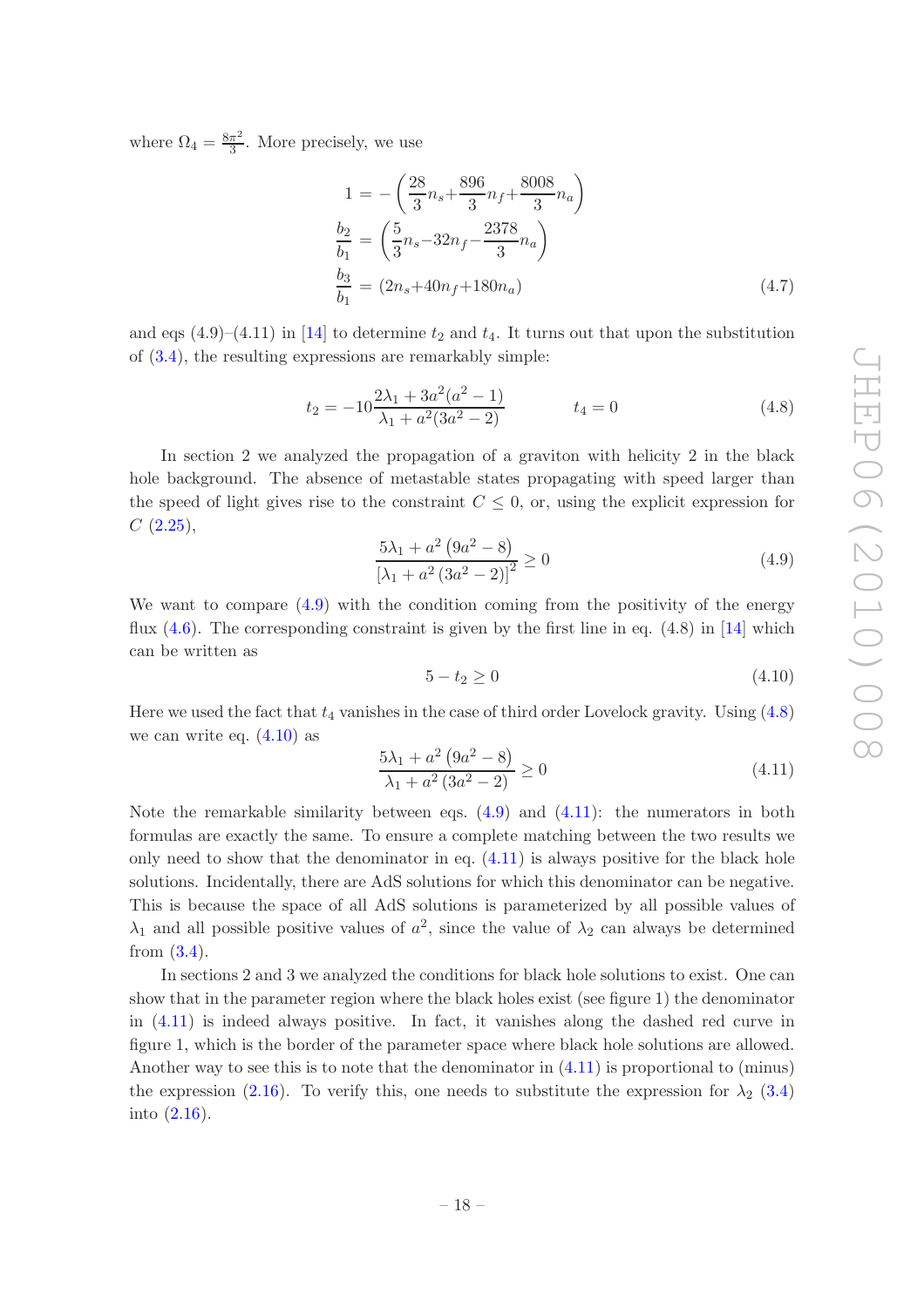where $\Omega_4 = \frac{8\pi^2}{3}$. More precisely, we use

$$
\begin{aligned}
1 &= -\left(\frac{28}{3}n_s + \frac{896}{3}n_f + \frac{8008}{3}n_a\right) \\
\frac{b_2}{b_1} &= \left(\frac{5}{3}n_s - 32n_f - \frac{2378}{3}n_a\right) \\
\frac{b_3}{b_1} &= (2n_s + 40n_f + 180n_a)
\end{aligned}
\tag{4.7}
$$

and eqs (4.9)–(4.11) in [14] to determine $t_2$ and $t_4$. It turns out that upon the substitution of (3.4), the resulting expressions are remarkably simple:

$$
t_2 = -10\frac{2\lambda_1 + 3a^2(a^2-1)}{\lambda_1 + a^2(3a^2-2)} \qquad\qquad t_4 = 0 \tag{4.8}
$$

In section 2 we analyzed the propagation of a graviton with helicity 2 in the black hole background. The absence of metastable states propagating with speed larger than the speed of light gives rise to the constraint $C \leq 0$, or, using the explicit expression for $C$ (2.25),

$$
\frac{5\lambda_1 + a^2\left(9a^2-8\right)}{\left[\lambda_1 + a^2\left(3a^2-2\right)\right]^2} \geq 0 \tag{4.9}
$$

We want to compare (4.9) with the condition coming from the positivity of the energy flux (4.6). The corresponding constraint is given by the first line in eq. (4.8) in [14] which can be written as

$$
5 - t_2 \geq 0 \tag{4.10}
$$

Here we used the fact that $t_4$ vanishes in the case of third order Lovelock gravity. Using (4.8) we can write eq. (4.10) as

$$
\frac{5\lambda_1 + a^2\left(9a^2-8\right)}{\lambda_1 + a^2\left(3a^2-2\right)} \geq 0 \tag{4.11}
$$

Note the remarkable similarity between eqs. (4.9) and (4.11): the numerators in both formulas are exactly the same. To ensure a complete matching between the two results we only need to show that the denominator in eq. (4.11) is always positive for the black hole solutions. Incidentally, there are AdS solutions for which this denominator can be negative. This is because the space of all AdS solutions is parameterized by all possible values of $\lambda_1$ and all possible positive values of $a^2$, since the value of $\lambda_2$ can always be determined from (3.4).

In sections 2 and 3 we analyzed the conditions for black hole solutions to exist. One can show that in the parameter region where the black holes exist (see figure 1) the denominator in (4.11) is indeed always positive. In fact, it vanishes along the dashed red curve in figure 1, which is the border of the parameter space where black hole solutions are allowed. Another way to see this is to note that the denominator in (4.11) is proportional to (minus) the expression (2.16). To verify this, one needs to substitute the expression for $\lambda_2$ (3.4) into (2.16).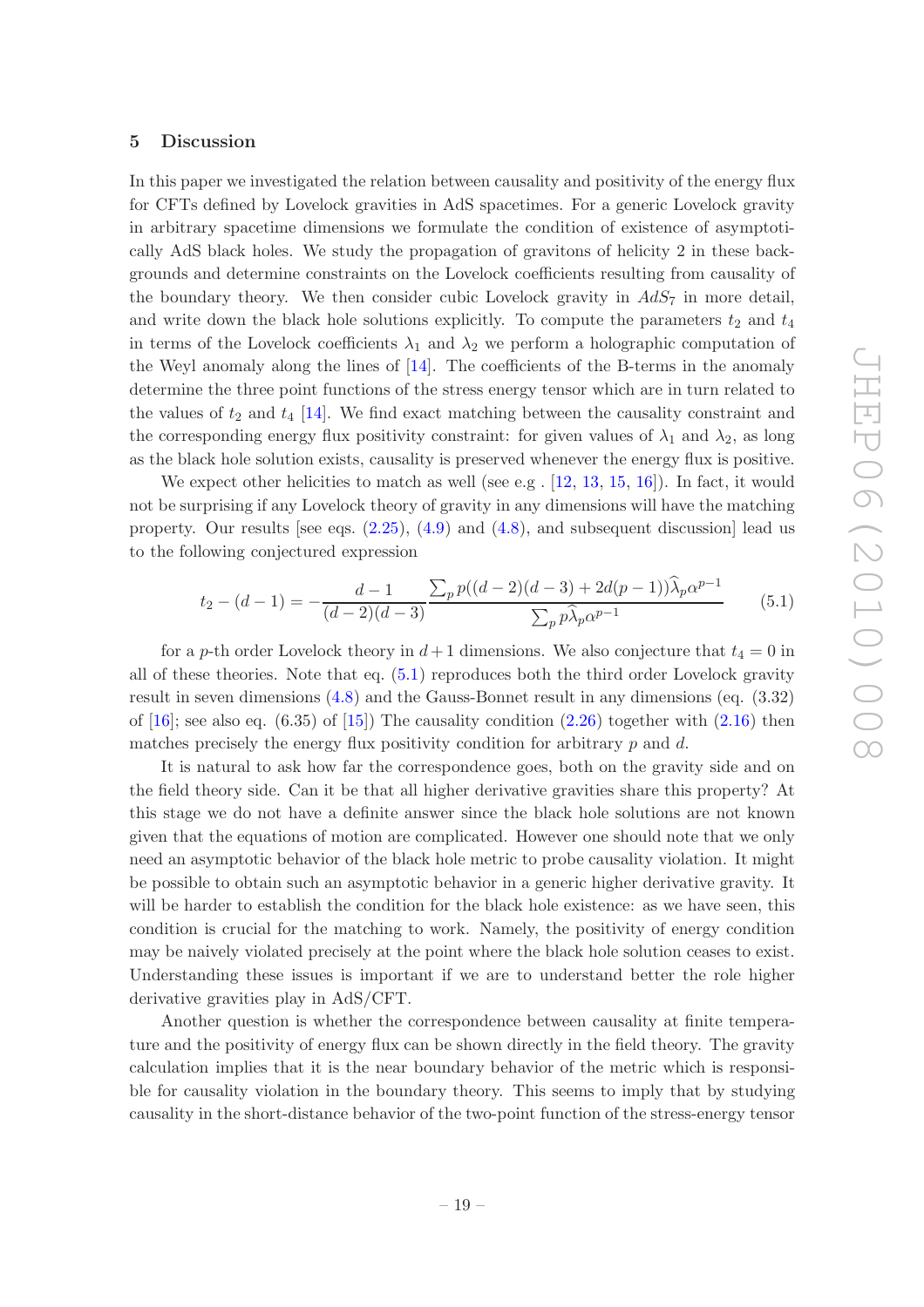## 5 Discussion

In this paper we investigated the relation between causality and positivity of the energy flux for CFTs defined by Lovelock gravities in AdS spacetimes. For a generic Lovelock gravity in arbitrary spacetime dimensions we formulate the condition of existence of asymptotically AdS black holes. We study the propagation of gravitons of helicity 2 in these backgrounds and determine constraints on the Lovelock coefficients resulting from causality of the boundary theory. We then consider cubic Lovelock gravity in $AdS_7$ in more detail, and write down the black hole solutions explicitly. To compute the parameters $t_2$ and $t_4$ in terms of the Lovelock coefficients $\lambda_1$ and $\lambda_2$ we perform a holographic computation of the Weyl anomaly along the lines of [14]. The coefficients of the B-terms in the anomaly determine the three point functions of the stress energy tensor which are in turn related to the values of $t_2$ and $t_4$ [14]. We find exact matching between the causality constraint and the corresponding energy flux positivity constraint: for given values of $\lambda_1$ and $\lambda_2$, as long as the black hole solution exists, causality is preserved whenever the energy flux is positive.

We expect other helicities to match as well (see e.g . [12, 13, 15, 16]). In fact, it would not be surprising if any Lovelock theory of gravity in any dimensions will have the matching property. Our results [see eqs. (2.25), (4.9) and (4.8), and subsequent discussion] lead us to the following conjectured expression

$$t_2 - (d-1) = -\frac{d-1}{(d-2)(d-3)} \frac{\sum_p p((d-2)(d-3) + 2d(p-1))\widehat{\lambda}_p \alpha^{p-1}}{\sum_p p\widehat{\lambda}_p \alpha^{p-1}} \tag{5.1}$$

for a $p$-th order Lovelock theory in $d+1$ dimensions. We also conjecture that $t_4 = 0$ in all of these theories. Note that eq. (5.1) reproduces both the third order Lovelock gravity result in seven dimensions (4.8) and the Gauss-Bonnet result in any dimensions (eq. (3.32) of [16]; see also eq. (6.35) of [15]) The causality condition (2.26) together with (2.16) then matches precisely the energy flux positivity condition for arbitrary $p$ and $d$.

It is natural to ask how far the correspondence goes, both on the gravity side and on the field theory side. Can it be that all higher derivative gravities share this property? At this stage we do not have a definite answer since the black hole solutions are not known given that the equations of motion are complicated. However one should note that we only need an asymptotic behavior of the black hole metric to probe causality violation. It might be possible to obtain such an asymptotic behavior in a generic higher derivative gravity. It will be harder to establish the condition for the black hole existence: as we have seen, this condition is crucial for the matching to work. Namely, the positivity of energy condition may be naively violated precisely at the point where the black hole solution ceases to exist. Understanding these issues is important if we are to understand better the role higher derivative gravities play in AdS/CFT.

Another question is whether the correspondence between causality at finite temperature and the positivity of energy flux can be shown directly in the field theory. The gravity calculation implies that it is the near boundary behavior of the metric which is responsible for causality violation in the boundary theory. This seems to imply that by studying causality in the short-distance behavior of the two-point function of the stress-energy tensor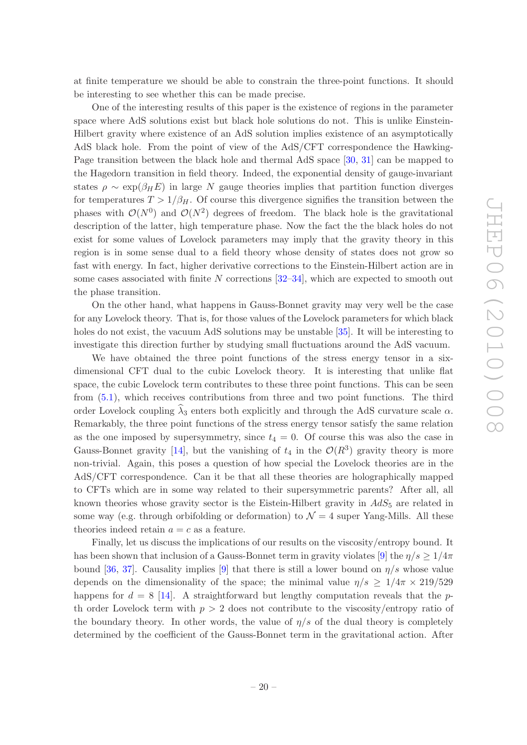at finite temperature we should be able to constrain the three-point functions. It should be interesting to see whether this can be made precise.

One of the interesting results of this paper is the existence of regions in the parameter space where AdS solutions exist but black hole solutions do not. This is unlike Einstein-Hilbert gravity where existence of an AdS solution implies existence of an asymptotically AdS black hole. From the point of view of the AdS/CFT correspondence the Hawking-Page transition between the black hole and thermal AdS space [30, 31] can be mapped to the Hagedorn transition in field theory. Indeed, the exponential density of gauge-invariant states $\rho \sim \exp(\beta_H E)$ in large $N$ gauge theories implies that partition function diverges for temperatures $T > 1/\beta_H$. Of course this divergence signifies the transition between the phases with $\mathcal{O}(N^0)$ and $\mathcal{O}(N^2)$ degrees of freedom. The black hole is the gravitational description of the latter, high temperature phase. Now the fact the the black holes do not exist for some values of Lovelock parameters may imply that the gravity theory in this region is in some sense dual to a field theory whose density of states does not grow so fast with energy. In fact, higher derivative corrections to the Einstein-Hilbert action are in some cases associated with finite $N$ corrections [32–34], which are expected to smooth out the phase transition.

On the other hand, what happens in Gauss-Bonnet gravity may very well be the case for any Lovelock theory. That is, for those values of the Lovelock parameters for which black holes do not exist, the vacuum AdS solutions may be unstable [35]. It will be interesting to investigate this direction further by studying small fluctuations around the AdS vacuum.

We have obtained the three point functions of the stress energy tensor in a six-dimensional CFT dual to the cubic Lovelock theory. It is interesting that unlike flat space, the cubic Lovelock term contributes to these three point functions. This can be seen from (5.1), which receives contributions from three and two point functions. The third order Lovelock coupling $\widehat{\lambda}_3$ enters both explicitly and through the AdS curvature scale $\alpha$. Remarkably, the three point functions of the stress energy tensor satisfy the same relation as the one imposed by supersymmetry, since $t_4 = 0$. Of course this was also the case in Gauss-Bonnet gravity [14], but the vanishing of $t_4$ in the $\mathcal{O}(R^3)$ gravity theory is more non-trivial. Again, this poses a question of how special the Lovelock theories are in the AdS/CFT correspondence. Can it be that all these theories are holographically mapped to CFTs which are in some way related to their supersymmetric parents? After all, all known theories whose gravity sector is the Eistein-Hilbert gravity in $AdS_5$ are related in some way (e.g. through orbifolding or deformation) to $\mathcal{N} = 4$ super Yang-Mills. All these theories indeed retain $a = c$ as a feature.

Finally, let us discuss the implications of our results on the viscosity/entropy bound. It has been shown that inclusion of a Gauss-Bonnet term in gravity violates [9] the $\eta/s \geq 1/4\pi$ bound [36, 37]. Causality implies [9] that there is still a lower bound on $\eta/s$ whose value depends on the dimensionality of the space; the minimal value $\eta/s \geq 1/4\pi \times 219/529$ happens for $d = 8$ [14]. A straightforward but lengthy computation reveals that the $p$-th order Lovelock term with $p > 2$ does not contribute to the viscosity/entropy ratio of the boundary theory. In other words, the value of $\eta/s$ of the dual theory is completely determined by the coefficient of the Gauss-Bonnet term in the gravitational action. After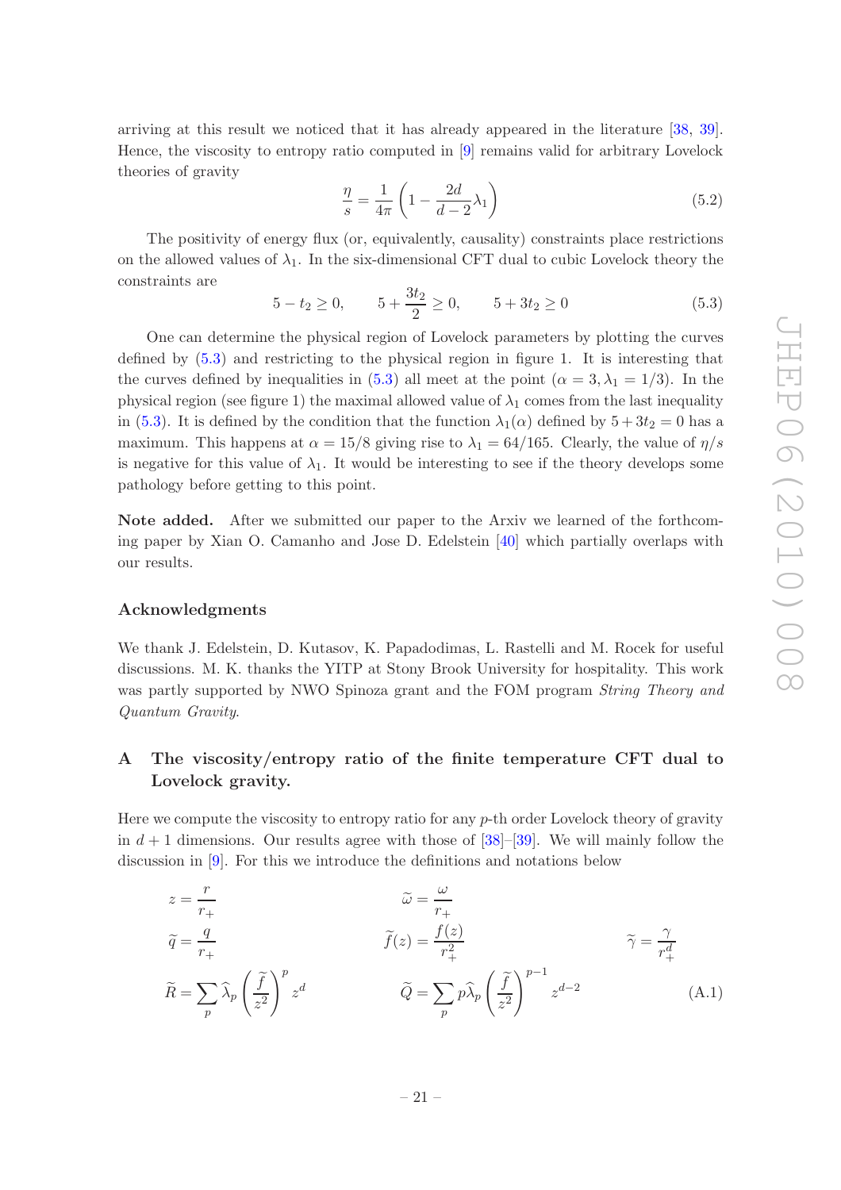arriving at this result we noticed that it has already appeared in the literature [38, 39]. Hence, the viscosity to entropy ratio computed in [9] remains valid for arbitrary Lovelock theories of gravity

$$\frac{\eta}{s} = \frac{1}{4\pi}\left(1 - \frac{2d}{d-2}\lambda_1\right) \tag{5.2}$$

The positivity of energy flux (or, equivalently, causality) constraints place restrictions on the allowed values of $\lambda_1$. In the six-dimensional CFT dual to cubic Lovelock theory the constraints are

$$5 - t_2 \geq 0, \qquad 5 + \frac{3t_2}{2} \geq 0, \qquad 5 + 3t_2 \geq 0 \tag{5.3}$$

One can determine the physical region of Lovelock parameters by plotting the curves defined by (5.3) and restricting to the physical region in figure 1. It is interesting that the curves defined by inequalities in (5.3) all meet at the point ($\alpha = 3, \lambda_1 = 1/3$). In the physical region (see figure 1) the maximal allowed value of $\lambda_1$ comes from the last inequality in (5.3). It is defined by the condition that the function $\lambda_1(\alpha)$ defined by $5+3t_2 = 0$ has a maximum. This happens at $\alpha = 15/8$ giving rise to $\lambda_1 = 64/165$. Clearly, the value of $\eta/s$ is negative for this value of $\lambda_1$. It would be interesting to see if the theory develops some pathology before getting to this point.

**Note added.** After we submitted our paper to the Arxiv we learned of the forthcoming paper by Xian O. Camanho and Jose D. Edelstein [40] which partially overlaps with our results.

## Acknowledgments

We thank J. Edelstein, D. Kutasov, K. Papadodimas, L. Rastelli and M. Rocek for useful discussions. M. K. thanks the YITP at Stony Brook University for hospitality. This work was partly supported by NWO Spinoza grant and the FOM program *String Theory and Quantum Gravity*.

## A The viscosity/entropy ratio of the finite temperature CFT dual to Lovelock gravity.

Here we compute the viscosity to entropy ratio for any $p$-th order Lovelock theory of gravity in $d+1$ dimensions. Our results agree with those of [38]–[39]. We will mainly follow the discussion in [9]. For this we introduce the definitions and notations below

$$\begin{aligned}
&z = \frac{r}{r_+} & &\widetilde{\omega} = \frac{\omega}{r_+} & & \\
&\widetilde{q} = \frac{q}{r_+} & &\widetilde{f}(z) = \frac{f(z)}{r_+^2} & &\widetilde{\gamma} = \frac{\gamma}{r_+^d} \\
&\widetilde{R} = \sum_p \widehat{\lambda}_p \left(\frac{\widetilde{f}}{z^2}\right)^p z^d & &\widetilde{Q} = \sum_p p\widehat{\lambda}_p \left(\frac{\widetilde{f}}{z^2}\right)^{p-1} z^{d-2} & &
\end{aligned} \tag{A.1}$$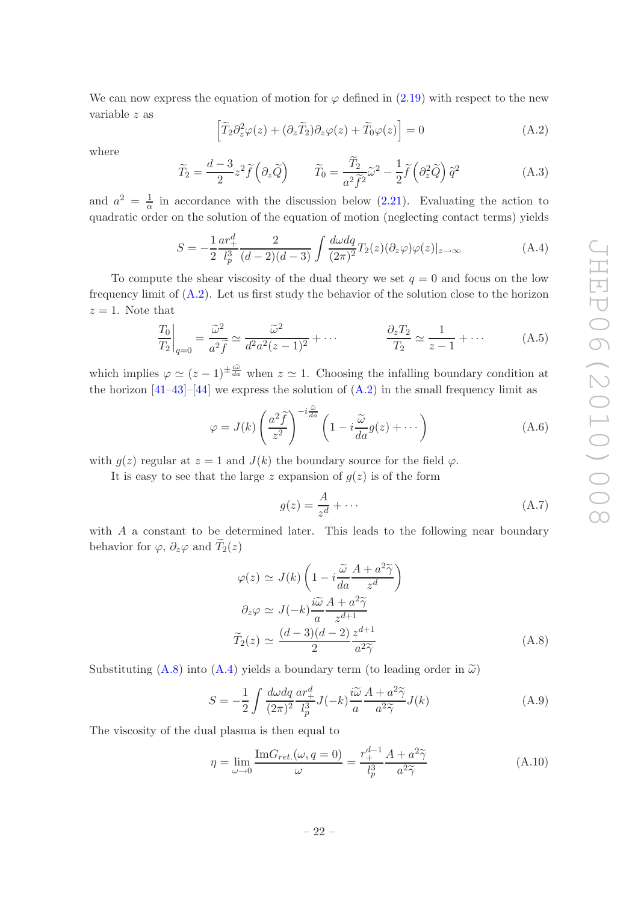We can now express the equation of motion for $\varphi$ defined in (2.19) with respect to the new variable $z$ as

$$\left[\widetilde{T}_2\partial_z^2\varphi(z) + (\partial_z\widetilde{T}_2)\partial_z\varphi(z) + \widetilde{T}_0\varphi(z)\right] = 0 \tag{A.2}$$

where

$$\widetilde{T}_2 = \frac{d-3}{2}z^2\widetilde{f}\left(\partial_z\widetilde{Q}\right) \qquad \widetilde{T}_0 = \frac{\widetilde{T}_2}{a^2\widetilde{f}^2}\widetilde{\omega}^2 - \frac{1}{2}\widetilde{f}\left(\partial_z^2\widetilde{Q}\right)\widetilde{q}^2 \tag{A.3}$$

and $a^2 = \frac{1}{\alpha}$ in accordance with the discussion below (2.21). Evaluating the action to quadratic order on the solution of the equation of motion (neglecting contact terms) yields

$$S = -\frac{1}{2}\frac{ar_+^d}{l_p^3}\frac{2}{(d-2)(d-3)}\int\frac{d\omega dq}{(2\pi)^2}T_2(z)(\partial_z\varphi)\varphi(z)|_{z\to\infty} \tag{A.4}$$

To compute the shear viscosity of the dual theory we set $q=0$ and focus on the low frequency limit of (A.2). Let us first study the behavior of the solution close to the horizon $z=1$. Note that

$$\left.\frac{T_0}{T_2}\right|_{q=0} = \frac{\widetilde{\omega}^2}{a^2\widetilde{f}} \simeq \frac{\widetilde{\omega}^2}{d^2a^2(z-1)^2}+\cdots \qquad\qquad \frac{\partial_z T_2}{T_2} \simeq \frac{1}{z-1}+\cdots \tag{A.5}$$

which implies $\varphi \simeq (z-1)^{\pm\frac{i\widetilde{\omega}}{da}}$ when $z\simeq 1$. Choosing the infalling boundary condition at the horizon [41–43]–[44] we express the solution of (A.2) in the small frequency limit as

$$\varphi = J(k)\left(\frac{a^2\widetilde{f}}{z^2}\right)^{-i\frac{\widetilde{\omega}}{da}}\left(1 - i\frac{\widetilde{\omega}}{da}g(z)+\cdots\right) \tag{A.6}$$

with $g(z)$ regular at $z=1$ and $J(k)$ the boundary source for the field $\varphi$.

It is easy to see that the large $z$ expansion of $g(z)$ is of the form

$$g(z) = \frac{A}{z^d}+\cdots \tag{A.7}$$

with $A$ a constant to be determined later. This leads to the following near boundary behavior for $\varphi$, $\partial_z\varphi$ and $\widetilde{T}_2(z)$

$$\begin{aligned}
\varphi(z) &\simeq J(k)\left(1 - i\frac{\widetilde{\omega}}{da}\frac{A+a^2\widetilde{\gamma}}{z^d}\right)\\
\partial_z\varphi &\simeq J(-k)\frac{i\widetilde{\omega}}{a}\frac{A+a^2\widetilde{\gamma}}{z^{d+1}}\\
\widetilde{T}_2(z) &\simeq \frac{(d-3)(d-2)}{2}\frac{z^{d+1}}{a^2\widetilde{\gamma}}
\end{aligned} \tag{A.8}$$

Substituting (A.8) into (A.4) yields a boundary term (to leading order in $\widetilde{\omega}$)

$$S = -\frac{1}{2}\int\frac{d\omega dq}{(2\pi)^2}\frac{ar_+^d}{l_p^3}J(-k)\frac{i\widetilde{\omega}}{a}\frac{A+a^2\widetilde{\gamma}}{a^2\widetilde{\gamma}}J(k) \tag{A.9}$$

The viscosity of the dual plasma is then equal to

$$\eta = \lim_{\omega\to 0}\frac{\mathrm{Im}G_{ret.}(\omega, q=0)}{\omega} = \frac{r_+^{d-1}}{l_p^3}\frac{A+a^2\widetilde{\gamma}}{a^2\widetilde{\gamma}} \tag{A.10}$$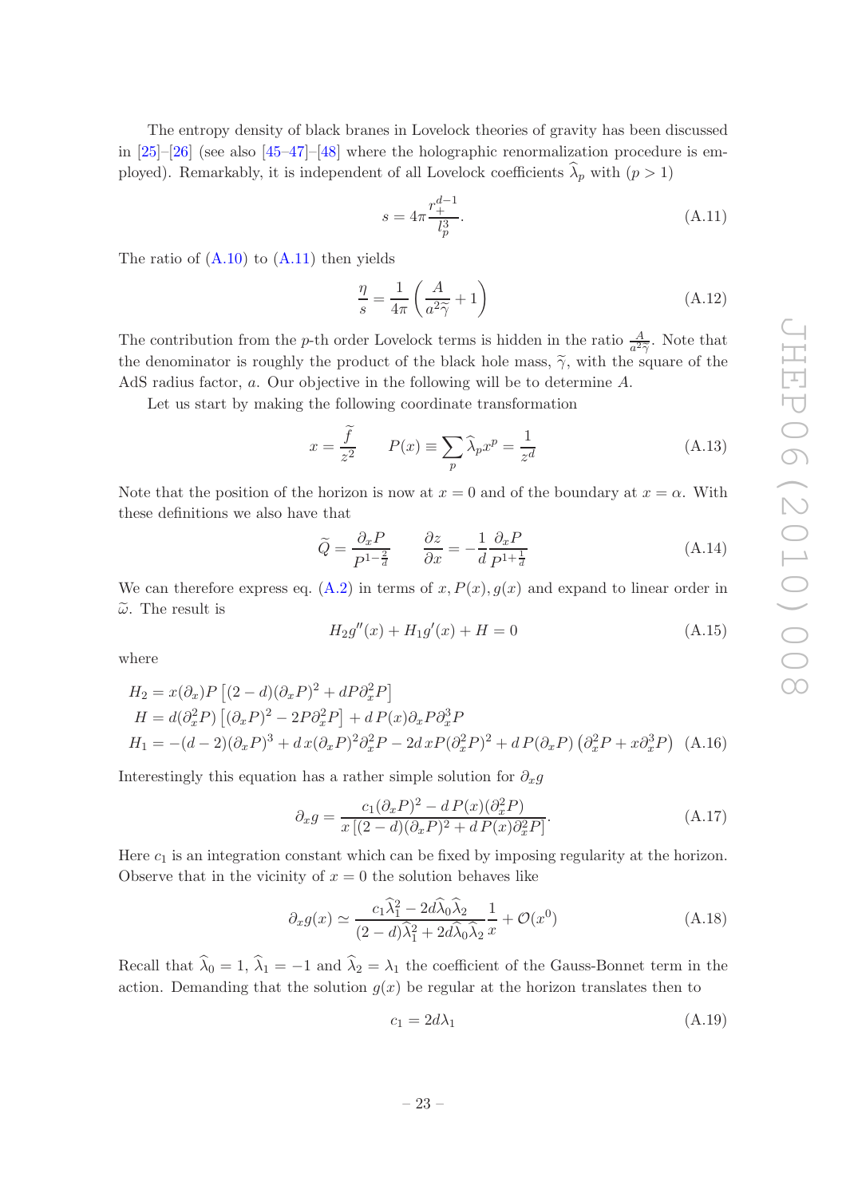The entropy density of black branes in Lovelock theories of gravity has been discussed in [25]–[26] (see also [45–47]–[48] where the holographic renormalization procedure is employed). Remarkably, it is independent of all Lovelock coefficients $\widehat{\lambda}_p$ with $(p > 1)$

$$s = 4\pi \frac{r_+^{d-1}}{l_p^3}. \tag{A.11}$$

The ratio of (A.10) to (A.11) then yields

$$\frac{\eta}{s} = \frac{1}{4\pi}\left(\frac{A}{a^2\widetilde{\gamma}} + 1\right) \tag{A.12}$$

The contribution from the $p$-th order Lovelock terms is hidden in the ratio $\frac{A}{a^2\widetilde{\gamma}}$. Note that the denominator is roughly the product of the black hole mass, $\widetilde{\gamma}$, with the square of the AdS radius factor, $a$. Our objective in the following will be to determine $A$.

Let us start by making the following coordinate transformation

$$x = \frac{\widetilde{f}}{z^2} \qquad P(x) \equiv \sum_p \widehat{\lambda}_p x^p = \frac{1}{z^d} \tag{A.13}$$

Note that the position of the horizon is now at $x = 0$ and of the boundary at $x = \alpha$. With these definitions we also have that

$$\widetilde{Q} = \frac{\partial_x P}{P^{1-\frac{2}{d}}} \qquad \frac{\partial z}{\partial x} = -\frac{1}{d}\frac{\partial_x P}{P^{1+\frac{1}{d}}} \tag{A.14}$$

We can therefore express eq. (A.2) in terms of $x, P(x), g(x)$ and expand to linear order in $\widetilde{\omega}$. The result is

$$H_2 g''(x) + H_1 g'(x) + H = 0 \tag{A.15}$$

where

$$\begin{aligned}
H_2 &= x(\partial_x)P\left[(2-d)(\partial_x P)^2 + dP\partial_x^2 P\right] \\
H &= d(\partial_x^2 P)\left[(\partial_x P)^2 - 2P\partial_x^2 P\right] + d\,P(x)\partial_x P\partial_x^3 P \\
H_1 &= -(d-2)(\partial_x P)^3 + d\,x(\partial_x P)^2\partial_x^2 P - 2d\,xP(\partial_x^2 P)^2 + d\,P(\partial_x P)\left(\partial_x^2 P + x\partial_x^3 P\right)
\end{aligned} \tag{A.16}$$

Interestingly this equation has a rather simple solution for $\partial_x g$

$$\partial_x g = \frac{c_1(\partial_x P)^2 - d\,P(x)(\partial_x^2 P)}{x\left[(2-d)(\partial_x P)^2 + d\,P(x)\partial_x^2 P\right]}. \tag{A.17}$$

Here $c_1$ is an integration constant which can be fixed by imposing regularity at the horizon. Observe that in the vicinity of $x = 0$ the solution behaves like

$$\partial_x g(x) \simeq \frac{c_1\widehat{\lambda}_1^2 - 2d\widehat{\lambda}_0\widehat{\lambda}_2}{(2-d)\widehat{\lambda}_1^2 + 2d\widehat{\lambda}_0\widehat{\lambda}_2}\frac{1}{x} + \mathcal{O}(x^0) \tag{A.18}$$

Recall that $\widehat{\lambda}_0 = 1$, $\widehat{\lambda}_1 = -1$ and $\widehat{\lambda}_2 = \lambda_1$ the coefficient of the Gauss-Bonnet term in the action. Demanding that the solution $g(x)$ be regular at the horizon translates then to

$$c_1 = 2d\lambda_1 \tag{A.19}$$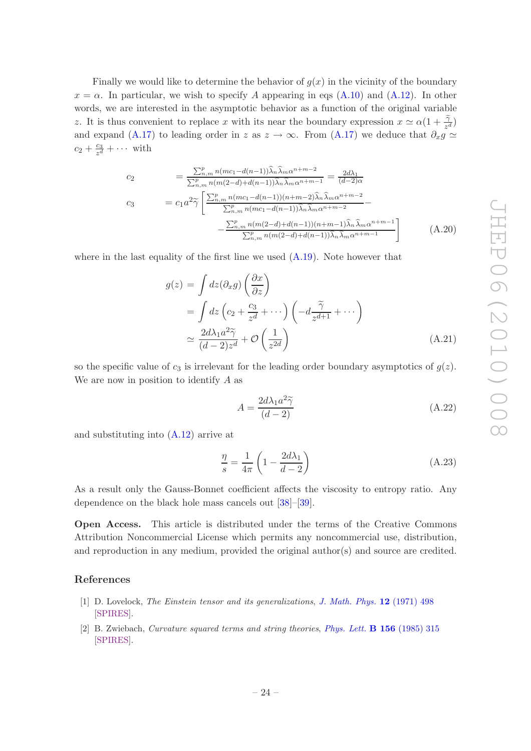Finally we would like to determine the behavior of $g(x)$ in the vicinity of the boundary $x = \alpha$. In particular, we wish to specify $A$ appearing in eqs (A.10) and (A.12). In other words, we are interested in the asymptotic behavior as a function of the original variable $z$. It is thus convenient to replace $x$ with its near the boundary expression $x \simeq \alpha(1 + \frac{\widetilde{\gamma}}{z^d})$ and expand (A.17) to leading order in $z$ as $z \to \infty$. From (A.17) we deduce that $\partial_x g \simeq c_2 + \frac{c_3}{z^d} + \cdots$ with

$$
\begin{aligned}
c_2 \qquad &= \frac{\sum_{n,m}^p n(mc_1 - d(n-1))\widehat{\lambda}_n\widehat{\lambda}_m\alpha^{n+m-2}}{\sum_{n,m}^p n(m(2-d)+d(n-1))\widehat{\lambda}_n\widehat{\lambda}_m\alpha^{n+m-1}} = \frac{2d\lambda_1}{(d-2)\alpha} \\
c_3 \qquad &= c_1 a^2 \widetilde{\gamma}\left[\frac{\sum_{n,m}^p n(mc_1 - d(n-1))(n+m-2)\widehat{\lambda}_n\widehat{\lambda}_m\alpha^{n+m-2}}{\sum_{n,m}^p n(mc_1 - d(n-1))\widehat{\lambda}_n\widehat{\lambda}_m\alpha^{n+m-2}} - \right. \\
&\qquad \left. - \frac{\sum_{n,m}^p n(m(2-d)+d(n-1))(n+m-1)\widehat{\lambda}_n\widehat{\lambda}_m\alpha^{n+m-1}}{\sum_{n,m}^p n(m(2-d)+d(n-1))\widehat{\lambda}_n\widehat{\lambda}_m\alpha^{n+m-1}}\right]
\end{aligned}
\tag{A.20}
$$

where in the last equality of the first line we used (A.19). Note however that

$$
\begin{aligned}
g(z) &= \int dz (\partial_x g)\left(\frac{\partial x}{\partial z}\right) \\
&= \int dz \left(c_2 + \frac{c_3}{z^d} + \cdots\right)\left(-d\frac{\widetilde{\gamma}}{z^{d+1}} + \cdots\right) \\
&\simeq \frac{2d\lambda_1 a^2 \widetilde{\gamma}}{(d-2)z^d} + \mathcal{O}\left(\frac{1}{z^{2d}}\right)
\end{aligned}
\tag{A.21}
$$

so the specific value of $c_3$ is irrelevant for the leading order boundary asymptotics of $g(z)$. We are now in position to identify $A$ as

$$
A = \frac{2d\lambda_1 a^2 \widetilde{\gamma}}{(d-2)} \tag{A.22}
$$

and substituting into (A.12) arrive at

$$
\frac{\eta}{s} = \frac{1}{4\pi}\left(1 - \frac{2d\lambda_1}{d-2}\right) \tag{A.23}
$$

As a result only the Gauss-Bonnet coefficient affects the viscosity to entropy ratio. Any dependence on the black hole mass cancels out [38]–[39].

**Open Access.** This article is distributed under the terms of the Creative Commons Attribution Noncommercial License which permits any noncommercial use, distribution, and reproduction in any medium, provided the original author(s) and source are credited.

## References

[1] D. Lovelock, *The Einstein tensor and its generalizations*, J. Math. Phys. **12** (1971) 498 [SPIRES].

[2] B. Zwiebach, *Curvature squared terms and string theories*, Phys. Lett. **B 156** (1985) 315 [SPIRES].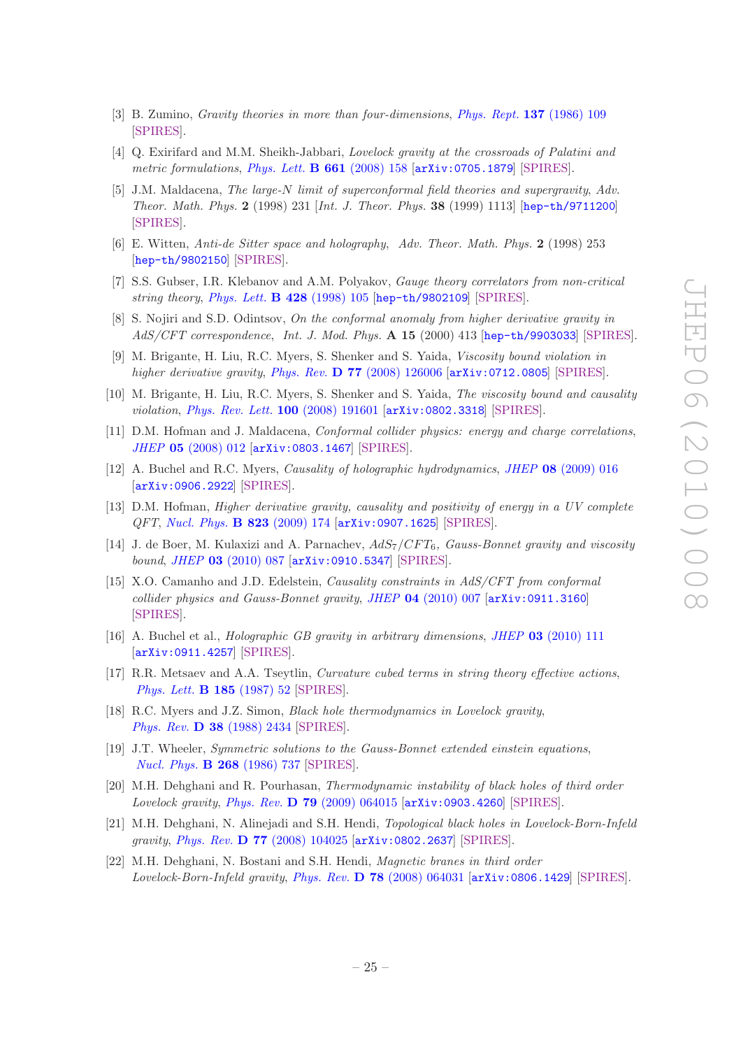- [3] B. Zumino, *Gravity theories in more than four-dimensions*, *Phys. Rept.* **137** (1986) 109 [SPIRES].
- [4] Q. Exirifard and M.M. Sheikh-Jabbari, *Lovelock gravity at the crossroads of Palatini and metric formulations*, *Phys. Lett.* **B 661** (2008) 158 [arXiv:0705.1879] [SPIRES].
- [5] J.M. Maldacena, *The large-N limit of superconformal field theories and supergravity*, *Adv. Theor. Math. Phys.* **2** (1998) 231 [*Int. J. Theor. Phys.* **38** (1999) 1113] [hep-th/9711200] [SPIRES].
- [6] E. Witten, *Anti-de Sitter space and holography*, *Adv. Theor. Math. Phys.* **2** (1998) 253 [hep-th/9802150] [SPIRES].
- [7] S.S. Gubser, I.R. Klebanov and A.M. Polyakov, *Gauge theory correlators from non-critical string theory*, *Phys. Lett.* **B 428** (1998) 105 [hep-th/9802109] [SPIRES].
- [8] S. Nojiri and S.D. Odintsov, *On the conformal anomaly from higher derivative gravity in AdS/CFT correspondence*, *Int. J. Mod. Phys.* **A 15** (2000) 413 [hep-th/9903033] [SPIRES].
- [9] M. Brigante, H. Liu, R.C. Myers, S. Shenker and S. Yaida, *Viscosity bound violation in higher derivative gravity*, *Phys. Rev.* **D 77** (2008) 126006 [arXiv:0712.0805] [SPIRES].
- [10] M. Brigante, H. Liu, R.C. Myers, S. Shenker and S. Yaida, *The viscosity bound and causality violation*, *Phys. Rev. Lett.* **100** (2008) 191601 [arXiv:0802.3318] [SPIRES].
- [11] D.M. Hofman and J. Maldacena, *Conformal collider physics: energy and charge correlations*, *JHEP* **05** (2008) 012 [arXiv:0803.1467] [SPIRES].
- [12] A. Buchel and R.C. Myers, *Causality of holographic hydrodynamics*, *JHEP* **08** (2009) 016 [arXiv:0906.2922] [SPIRES].
- [13] D.M. Hofman, *Higher derivative gravity, causality and positivity of energy in a UV complete QFT*, *Nucl. Phys.* **B 823** (2009) 174 [arXiv:0907.1625] [SPIRES].
- [14] J. de Boer, M. Kulaxizi and A. Parnachev, *$AdS_7/CFT_6$, Gauss-Bonnet gravity and viscosity bound*, *JHEP* **03** (2010) 087 [arXiv:0910.5347] [SPIRES].
- [15] X.O. Camanho and J.D. Edelstein, *Causality constraints in AdS/CFT from conformal collider physics and Gauss-Bonnet gravity*, *JHEP* **04** (2010) 007 [arXiv:0911.3160] [SPIRES].
- [16] A. Buchel et al., *Holographic GB gravity in arbitrary dimensions*, *JHEP* **03** (2010) 111 [arXiv:0911.4257] [SPIRES].
- [17] R.R. Metsaev and A.A. Tseytlin, *Curvature cubed terms in string theory effective actions*, *Phys. Lett.* **B 185** (1987) 52 [SPIRES].
- [18] R.C. Myers and J.Z. Simon, *Black hole thermodynamics in Lovelock gravity*, *Phys. Rev.* **D 38** (1988) 2434 [SPIRES].
- [19] J.T. Wheeler, *Symmetric solutions to the Gauss-Bonnet extended einstein equations*, *Nucl. Phys.* **B 268** (1986) 737 [SPIRES].
- [20] M.H. Dehghani and R. Pourhasan, *Thermodynamic instability of black holes of third order Lovelock gravity*, *Phys. Rev.* **D 79** (2009) 064015 [arXiv:0903.4260] [SPIRES].
- [21] M.H. Dehghani, N. Alinejadi and S.H. Hendi, *Topological black holes in Lovelock-Born-Infeld gravity*, *Phys. Rev.* **D 77** (2008) 104025 [arXiv:0802.2637] [SPIRES].
- [22] M.H. Dehghani, N. Bostani and S.H. Hendi, *Magnetic branes in third order Lovelock-Born-Infeld gravity*, *Phys. Rev.* **D 78** (2008) 064031 [arXiv:0806.1429] [SPIRES].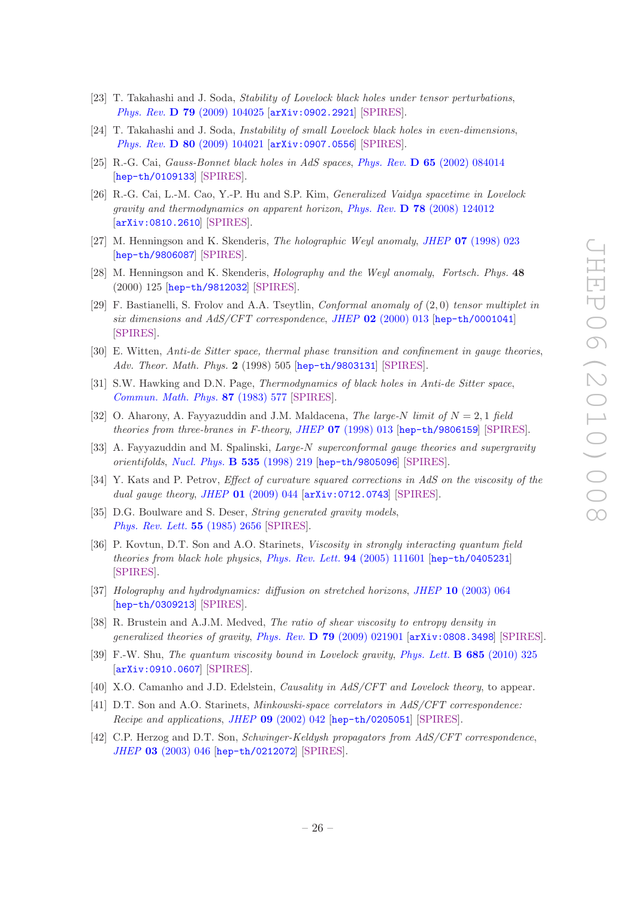[23] T. Takahashi and J. Soda, *Stability of Lovelock black holes under tensor perturbations*, *Phys. Rev.* **D 79** (2009) 104025 [arXiv:0902.2921] [SPIRES].

[24] T. Takahashi and J. Soda, *Instability of small Lovelock black holes in even-dimensions*, *Phys. Rev.* **D 80** (2009) 104021 [arXiv:0907.0556] [SPIRES].

[25] R.-G. Cai, *Gauss-Bonnet black holes in AdS spaces*, *Phys. Rev.* **D 65** (2002) 084014 [hep-th/0109133] [SPIRES].

[26] R.-G. Cai, L.-M. Cao, Y.-P. Hu and S.P. Kim, *Generalized Vaidya spacetime in Lovelock gravity and thermodynamics on apparent horizon*, *Phys. Rev.* **D 78** (2008) 124012 [arXiv:0810.2610] [SPIRES].

[27] M. Henningson and K. Skenderis, *The holographic Weyl anomaly*, *JHEP* **07** (1998) 023 [hep-th/9806087] [SPIRES].

[28] M. Henningson and K. Skenderis, *Holography and the Weyl anomaly*, *Fortsch. Phys.* **48** (2000) 125 [hep-th/9812032] [SPIRES].

[29] F. Bastianelli, S. Frolov and A.A. Tseytlin, *Conformal anomaly of* $(2,0)$ *tensor multiplet in six dimensions and AdS/CFT correspondence*, *JHEP* **02** (2000) 013 [hep-th/0001041] [SPIRES].

[30] E. Witten, *Anti-de Sitter space, thermal phase transition and confinement in gauge theories*, *Adv. Theor. Math. Phys.* **2** (1998) 505 [hep-th/9803131] [SPIRES].

[31] S.W. Hawking and D.N. Page, *Thermodynamics of black holes in Anti-de Sitter space*, *Commun. Math. Phys.* **87** (1983) 577 [SPIRES].

[32] O. Aharony, A. Fayyazuddin and J.M. Maldacena, *The large-N limit of* $N = 2, 1$ *field theories from three-branes in F-theory*, *JHEP* **07** (1998) 013 [hep-th/9806159] [SPIRES].

[33] A. Fayyazuddin and M. Spalinski, *Large-N superconformal gauge theories and supergravity orientifolds*, *Nucl. Phys.* **B 535** (1998) 219 [hep-th/9805096] [SPIRES].

[34] Y. Kats and P. Petrov, *Effect of curvature squared corrections in AdS on the viscosity of the dual gauge theory*, *JHEP* **01** (2009) 044 [arXiv:0712.0743] [SPIRES].

[35] D.G. Boulware and S. Deser, *String generated gravity models*, *Phys. Rev. Lett.* **55** (1985) 2656 [SPIRES].

[36] P. Kovtun, D.T. Son and A.O. Starinets, *Viscosity in strongly interacting quantum field theories from black hole physics*, *Phys. Rev. Lett.* **94** (2005) 111601 [hep-th/0405231] [SPIRES].

[37] *Holography and hydrodynamics: diffusion on stretched horizons*, *JHEP* **10** (2003) 064 [hep-th/0309213] [SPIRES].

[38] R. Brustein and A.J.M. Medved, *The ratio of shear viscosity to entropy density in generalized theories of gravity*, *Phys. Rev.* **D 79** (2009) 021901 [arXiv:0808.3498] [SPIRES].

[39] F.-W. Shu, *The quantum viscosity bound in Lovelock gravity*, *Phys. Lett.* **B 685** (2010) 325 [arXiv:0910.0607] [SPIRES].

[40] X.O. Camanho and J.D. Edelstein, *Causality in AdS/CFT and Lovelock theory*, to appear.

[41] D.T. Son and A.O. Starinets, *Minkowski-space correlators in AdS/CFT correspondence: Recipe and applications*, *JHEP* **09** (2002) 042 [hep-th/0205051] [SPIRES].

[42] C.P. Herzog and D.T. Son, *Schwinger-Keldysh propagators from AdS/CFT correspondence*, *JHEP* **03** (2003) 046 [hep-th/0212072] [SPIRES].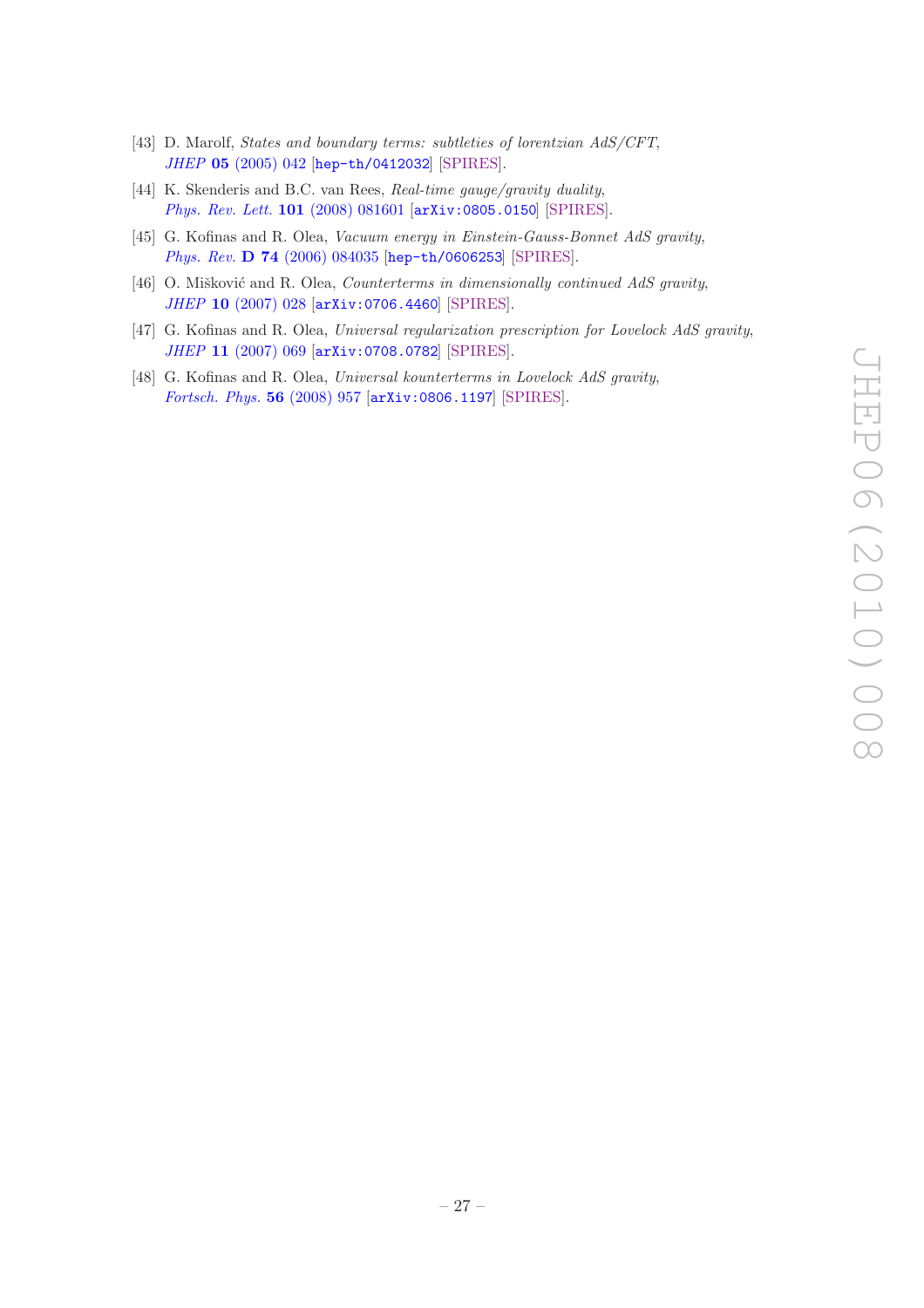[43] D. Marolf, *States and boundary terms: subtleties of lorentzian AdS/CFT*, *JHEP* **05** (2005) 042 [hep-th/0412032] [SPIRES].

[44] K. Skenderis and B.C. van Rees, *Real-time gauge/gravity duality*, *Phys. Rev. Lett.* **101** (2008) 081601 [arXiv:0805.0150] [SPIRES].

[45] G. Kofinas and R. Olea, *Vacuum energy in Einstein-Gauss-Bonnet AdS gravity*, *Phys. Rev.* **D 74** (2006) 084035 [hep-th/0606253] [SPIRES].

[46] O. Mišković and R. Olea, *Counterterms in dimensionally continued AdS gravity*, *JHEP* **10** (2007) 028 [arXiv:0706.4460] [SPIRES].

[47] G. Kofinas and R. Olea, *Universal regularization prescription for Lovelock AdS gravity*, *JHEP* **11** (2007) 069 [arXiv:0708.0782] [SPIRES].

[48] G. Kofinas and R. Olea, *Universal kounterterms in Lovelock AdS gravity*, *Fortsch. Phys.* **56** (2008) 957 [arXiv:0806.1197] [SPIRES].